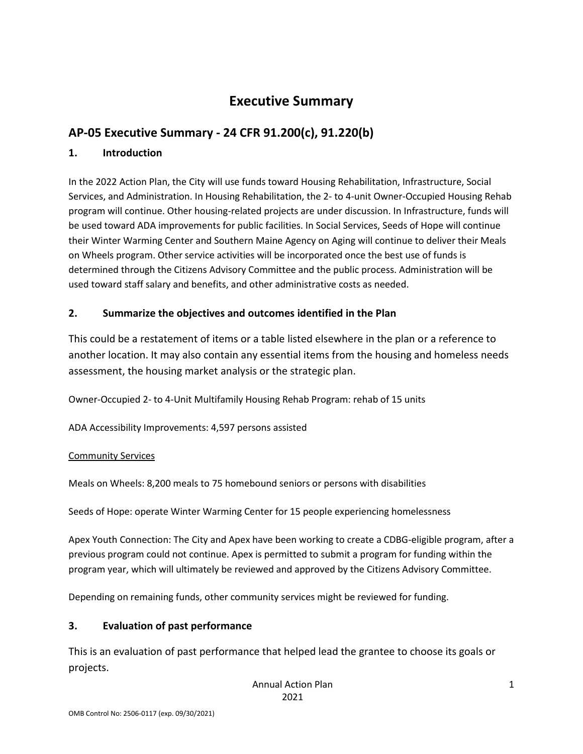# Executive Summary

## AP-05 Executive Summary - 24 CFR 91.200(c), 91.220(b)

### 1. Introduction

In the 2022 Action Plan, the City will use funds toward Housing Rehabilitation, Infrastructure, Social Services, and Administration. In Housing Rehabilitation, the 2- to 4-unit Owner-Occupied Housing Rehab program will continue. Other housing-related projects are under discussion. In Infrastructure, funds will be used toward ADA improvements for public facilities. In Social Services, Seeds of Hope will continue their Winter Warming Center and Southern Maine Agency on Aging will continue to deliver their Meals on Wheels program. Other service activities will be incorporated once the best use of funds is determined through the Citizens Advisory Committee and the public process. Administration will be used toward staff salary and benefits, and other administrative costs as needed.

### 2. Summarize the objectives and outcomes identified in the Plan

This could be a restatement of items or a table listed elsewhere in the plan or a reference to another location. It may also contain any essential items from the housing and homeless needs assessment, the housing market analysis or the strategic plan.

Owner-Occupied 2- to 4-Unit Multifamily Housing Rehab Program: rehab of 15 units

ADA Accessibility Improvements: 4,597 persons assisted

<u>Community Services</u>

Meals on Wheels: 8,200 meals to 75 homebound seniors or persons with disabilities

Seeds of Hope: operate Winter Warming Center for 15 people experiencing homelessness

Apex Youth Connection: The City and Apex have been working to create a CDBG-eligible program, after a previous program could not continue. Apex is permitted to submit a program for funding within the program year, which will ultimately be reviewed and approved by the Citizens Advisory Committee.

Depending on remaining funds, other community services might be reviewed for funding.

### 3. Evaluation of past performance

This is an evaluation of past performance that helped lead the grantee to choose its goals or projects.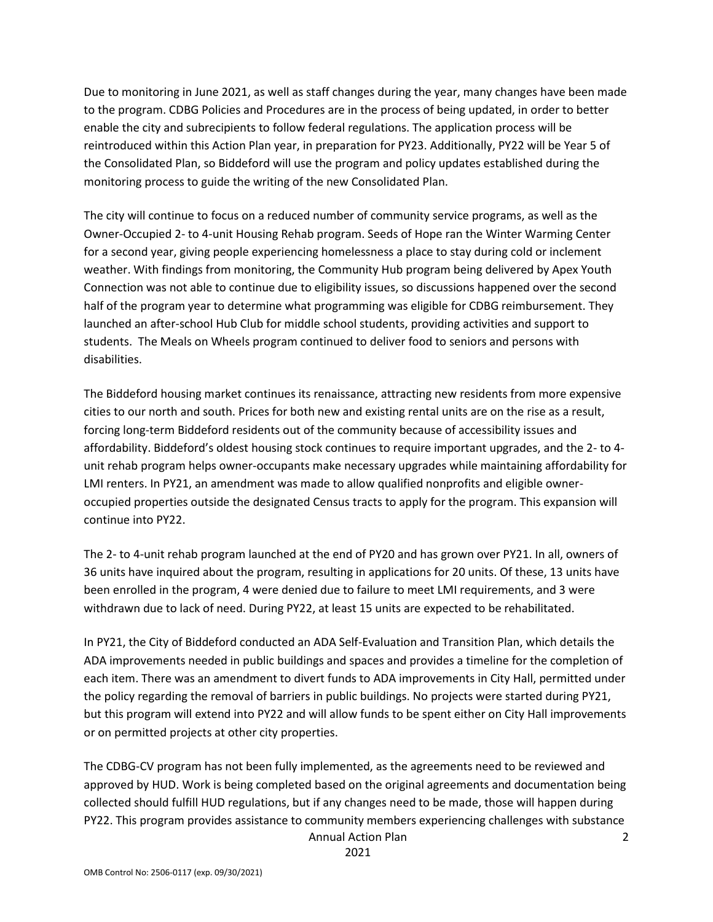Due to monitoring in June 2021, as well as staff changes during the year, many changes have been made to the program. CDBG Policies and Procedures are in the process of being updated, in order to better enable the city and subrecipients to follow federal regulations. The application process will be reintroduced within this Action Plan year, in preparation for PY23. Additionally, PY22 will be Year 5 of the Consolidated Plan, so Biddeford will use the program and policy updates established during the monitoring process to guide the writing of the new Consolidated Plan.

The city will continue to focus on a reduced number of community service programs, as well as the Owner-Occupied 2- to 4-unit Housing Rehab program. Seeds of Hope ran the Winter Warming Center for a second year, giving people experiencing homelessness a place to stay during cold or inclement weather. With findings from monitoring, the Community Hub program being delivered by Apex Youth Connection was not able to continue due to eligibility issues, so discussions happened over the second half of the program year to determine what programming was eligible for CDBG reimbursement. They launched an after-school Hub Club for middle school students, providing activities and support to students. The Meals on Wheels program continued to deliver food to seniors and persons with disabilities.

The Biddeford housing market continues its renaissance, attracting new residents from more expensive cities to our north and south. Prices for both new and existing rental units are on the rise as a result, forcing long-term Biddeford residents out of the community because of accessibility issues and affordability. Biddeford's oldest housing stock continues to require important upgrades, and the 2- to 4-unit rehab program helps owner-occupants make necessary upgrades while maintaining affordability for LMI renters. In PY21, an amendment was made to allow qualified nonprofits and eligible owner-occupied properties outside the designated Census tracts to apply for the program. This expansion will continue into PY22.

The 2- to 4-unit rehab program launched at the end of PY20 and has grown over PY21. In all, owners of 36 units have inquired about the program, resulting in applications for 20 units. Of these, 13 units have been enrolled in the program, 4 were denied due to failure to meet LMI requirements, and 3 were withdrawn due to lack of need. During PY22, at least 15 units are expected to be rehabilitated.

In PY21, the City of Biddeford conducted an ADA Self-Evaluation and Transition Plan, which details the ADA improvements needed in public buildings and spaces and provides a timeline for the completion of each item. There was an amendment to divert funds to ADA improvements in City Hall, permitted under the policy regarding the removal of barriers in public buildings. No projects were started during PY21, but this program will extend into PY22 and will allow funds to be spent either on City Hall improvements or on permitted projects at other city properties.

The CDBG-CV program has not been fully implemented, as the agreements need to be reviewed and approved by HUD. Work is being completed based on the original agreements and documentation being collected should fulfill HUD regulations, but if any changes need to be made, those will happen during PY22. This program provides assistance to community members experiencing challenges with substance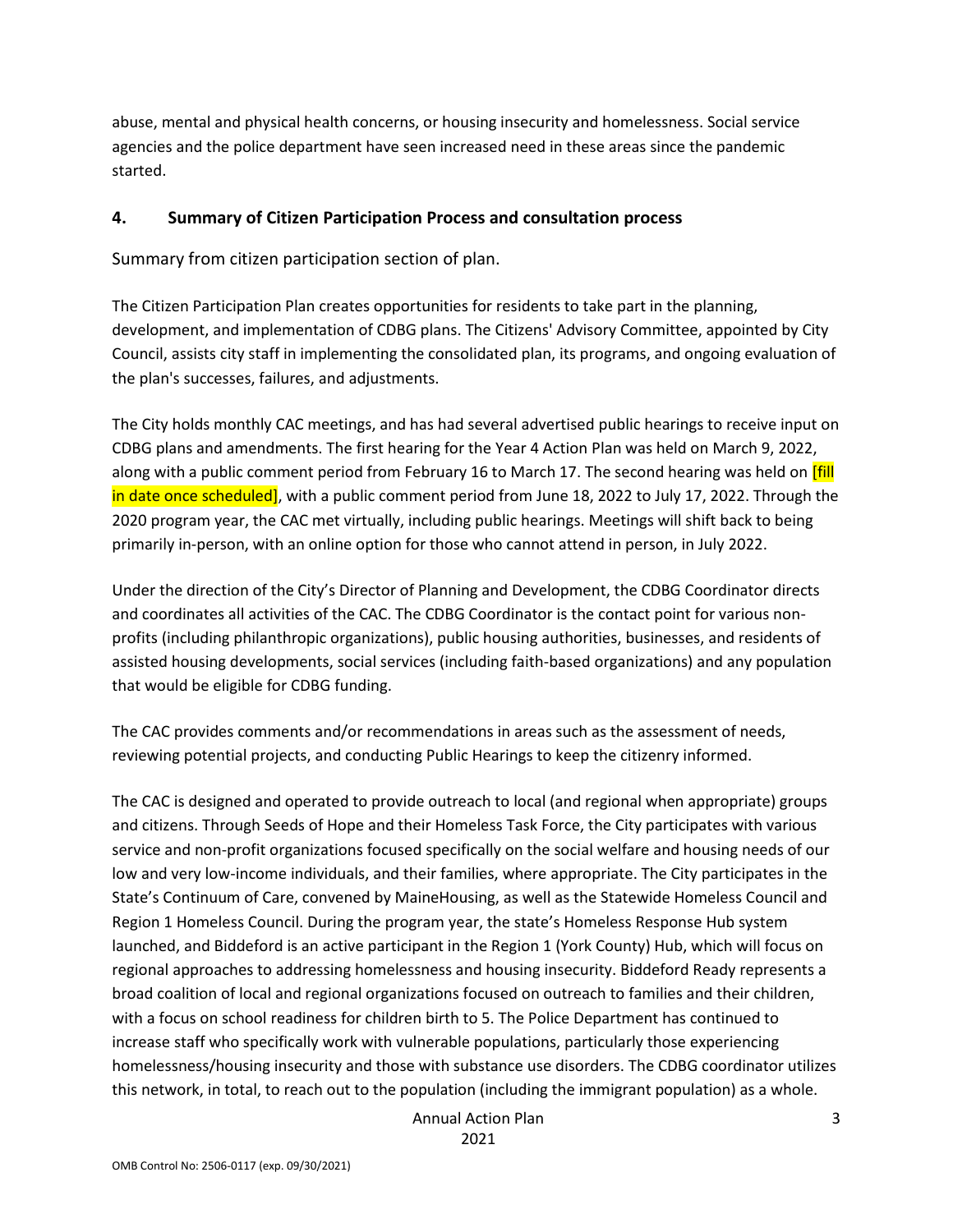abuse, mental and physical health concerns, or housing insecurity and homelessness. Social service agencies and the police department have seen increased need in these areas since the pandemic started.

## 4. Summary of Citizen Participation Process and consultation process

Summary from citizen participation section of plan.

The Citizen Participation Plan creates opportunities for residents to take part in the planning, development, and implementation of CDBG plans. The Citizens' Advisory Committee, appointed by City Council, assists city staff in implementing the consolidated plan, its programs, and ongoing evaluation of the plan's successes, failures, and adjustments.

The City holds monthly CAC meetings, and has had several advertised public hearings to receive input on CDBG plans and amendments. The first hearing for the Year 4 Action Plan was held on March 9, 2022, along with a public comment period from February 16 to March 17. The second hearing was held on [fill in date once scheduled], with a public comment period from June 18, 2022 to July 17, 2022. Through the 2020 program year, the CAC met virtually, including public hearings. Meetings will shift back to being primarily in-person, with an online option for those who cannot attend in person, in July 2022.

Under the direction of the City's Director of Planning and Development, the CDBG Coordinator directs and coordinates all activities of the CAC. The CDBG Coordinator is the contact point for various non-profits (including philanthropic organizations), public housing authorities, businesses, and residents of assisted housing developments, social services (including faith-based organizations) and any population that would be eligible for CDBG funding.

The CAC provides comments and/or recommendations in areas such as the assessment of needs, reviewing potential projects, and conducting Public Hearings to keep the citizenry informed.

The CAC is designed and operated to provide outreach to local (and regional when appropriate) groups and citizens. Through Seeds of Hope and their Homeless Task Force, the City participates with various service and non-profit organizations focused specifically on the social welfare and housing needs of our low and very low-income individuals, and their families, where appropriate. The City participates in the State's Continuum of Care, convened by MaineHousing, as well as the Statewide Homeless Council and Region 1 Homeless Council. During the program year, the state's Homeless Response Hub system launched, and Biddeford is an active participant in the Region 1 (York County) Hub, which will focus on regional approaches to addressing homelessness and housing insecurity. Biddeford Ready represents a broad coalition of local and regional organizations focused on outreach to families and their children, with a focus on school readiness for children birth to 5. The Police Department has continued to increase staff who specifically work with vulnerable populations, particularly those experiencing homelessness/housing insecurity and those with substance use disorders. The CDBG coordinator utilizes this network, in total, to reach out to the population (including the immigrant population) as a whole.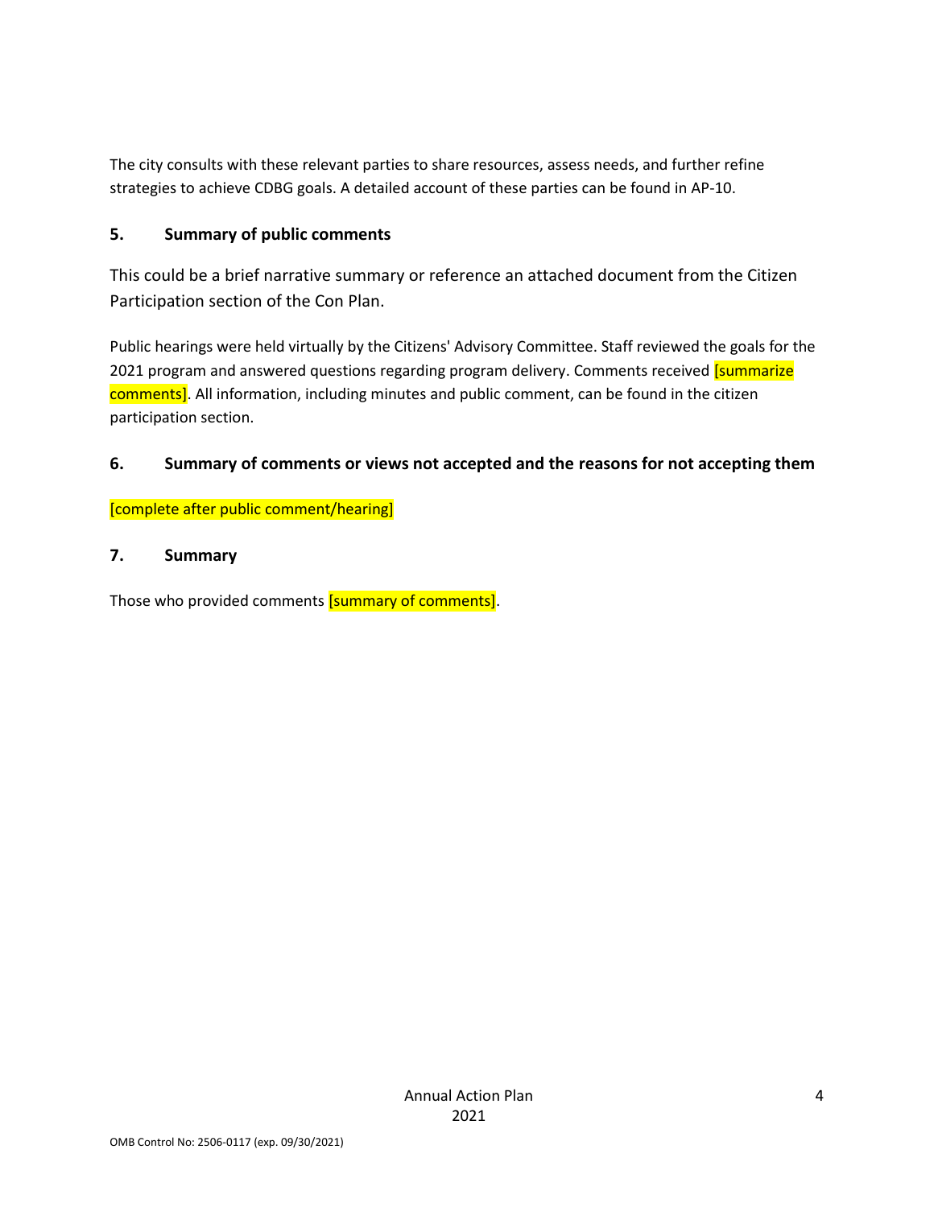The city consults with these relevant parties to share resources, assess needs, and further refine strategies to achieve CDBG goals. A detailed account of these parties can be found in AP-10.

### 5. Summary of public comments

This could be a brief narrative summary or reference an attached document from the Citizen Participation section of the Con Plan.

Public hearings were held virtually by the Citizens' Advisory Committee. Staff reviewed the goals for the 2021 program and answered questions regarding program delivery. Comments received [summarize comments]. All information, including minutes and public comment, can be found in the citizen participation section.

### 6. Summary of comments or views not accepted and the reasons for not accepting them

[complete after public comment/hearing]

### 7. Summary

Those who provided comments [summary of comments].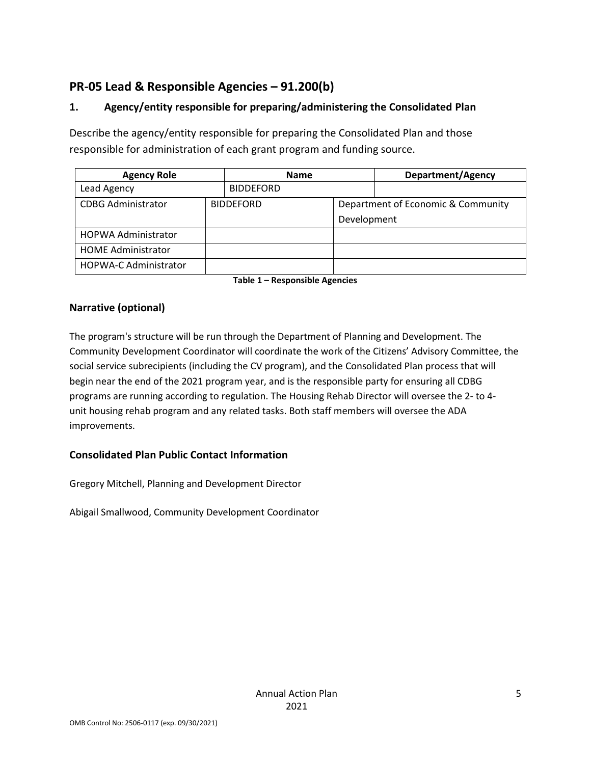## PR-05 Lead & Responsible Agencies – 91.200(b)

### 1. Agency/entity responsible for preparing/administering the Consolidated Plan

Describe the agency/entity responsible for preparing the Consolidated Plan and those responsible for administration of each grant program and funding source.

| Agency Role | Name | Department/Agency |
|---|---|---|
| Lead Agency | BIDDEFORD | |
| CDBG Administrator | BIDDEFORD | Department of Economic & Community Development |
| HOPWA Administrator | | |
| HOME Administrator | | |
| HOPWA-C Administrator | | |

**Table 1 – Responsible Agencies**

### Narrative (optional)

The program's structure will be run through the Department of Planning and Development. The Community Development Coordinator will coordinate the work of the Citizens' Advisory Committee, the social service subrecipients (including the CV program), and the Consolidated Plan process that will begin near the end of the 2021 program year, and is the responsible party for ensuring all CDBG programs are running according to regulation. The Housing Rehab Director will oversee the 2- to 4-unit housing rehab program and any related tasks. Both staff members will oversee the ADA improvements.

### Consolidated Plan Public Contact Information

Gregory Mitchell, Planning and Development Director

Abigail Smallwood, Community Development Coordinator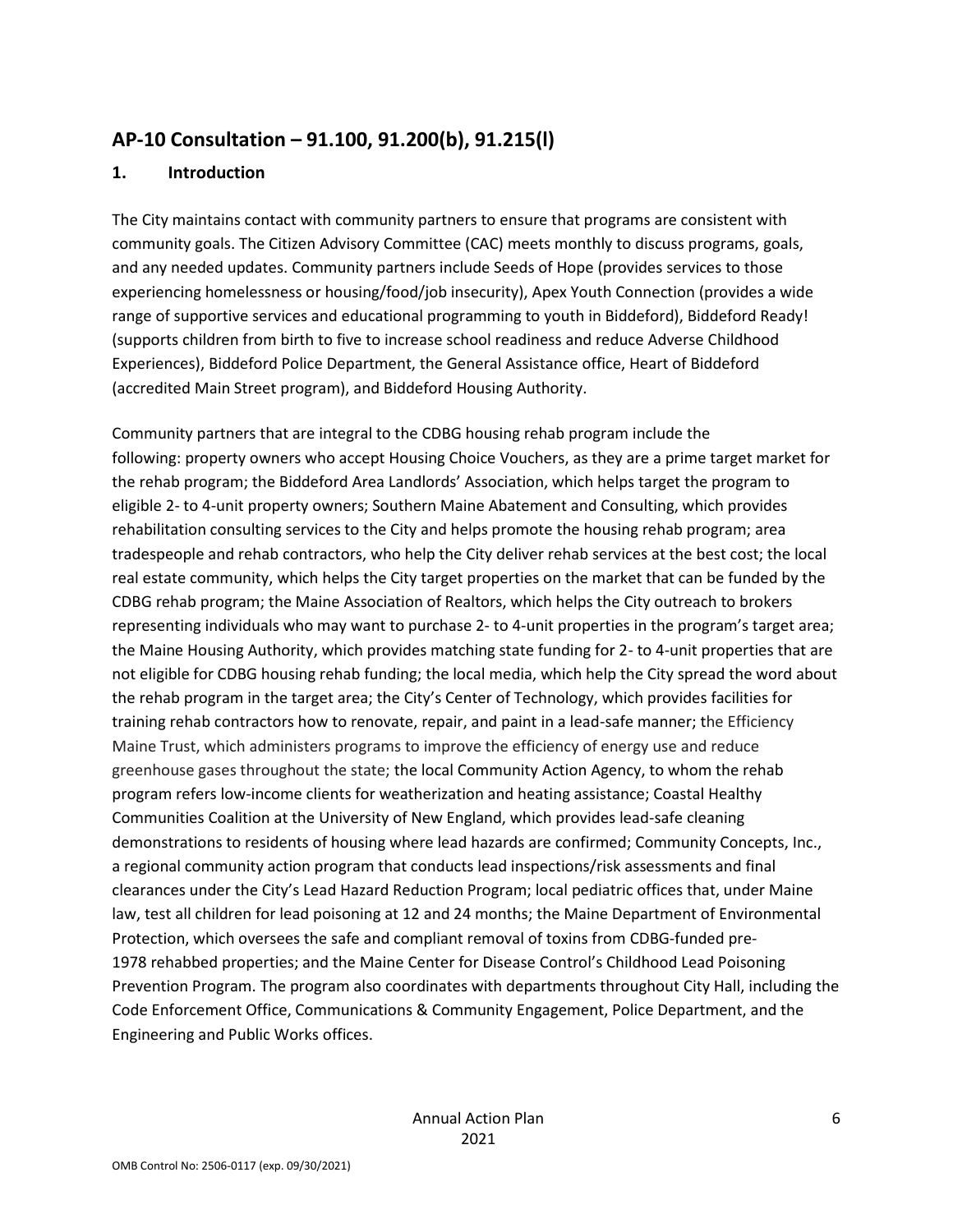## AP-10 Consultation – 91.100, 91.200(b), 91.215(l)

### 1. Introduction

The City maintains contact with community partners to ensure that programs are consistent with community goals. The Citizen Advisory Committee (CAC) meets monthly to discuss programs, goals, and any needed updates. Community partners include Seeds of Hope (provides services to those experiencing homelessness or housing/food/job insecurity), Apex Youth Connection (provides a wide range of supportive services and educational programming to youth in Biddeford), Biddeford Ready! (supports children from birth to five to increase school readiness and reduce Adverse Childhood Experiences), Biddeford Police Department, the General Assistance office, Heart of Biddeford (accredited Main Street program), and Biddeford Housing Authority.

Community partners that are integral to the CDBG housing rehab program include the following: property owners who accept Housing Choice Vouchers, as they are a prime target market for the rehab program; the Biddeford Area Landlords' Association, which helps target the program to eligible 2- to 4-unit property owners; Southern Maine Abatement and Consulting, which provides rehabilitation consulting services to the City and helps promote the housing rehab program; area tradespeople and rehab contractors, who help the City deliver rehab services at the best cost; the local real estate community, which helps the City target properties on the market that can be funded by the CDBG rehab program; the Maine Association of Realtors, which helps the City outreach to brokers representing individuals who may want to purchase 2- to 4-unit properties in the program's target area; the Maine Housing Authority, which provides matching state funding for 2- to 4-unit properties that are not eligible for CDBG housing rehab funding; the local media, which help the City spread the word about the rehab program in the target area; the City's Center of Technology, which provides facilities for training rehab contractors how to renovate, repair, and paint in a lead-safe manner; the Efficiency Maine Trust, which administers programs to improve the efficiency of energy use and reduce greenhouse gases throughout the state; the local Community Action Agency, to whom the rehab program refers low-income clients for weatherization and heating assistance; Coastal Healthy Communities Coalition at the University of New England, which provides lead-safe cleaning demonstrations to residents of housing where lead hazards are confirmed; Community Concepts, Inc., a regional community action program that conducts lead inspections/risk assessments and final clearances under the City's Lead Hazard Reduction Program; local pediatric offices that, under Maine law, test all children for lead poisoning at 12 and 24 months; the Maine Department of Environmental Protection, which oversees the safe and compliant removal of toxins from CDBG-funded pre-1978 rehabbed properties; and the Maine Center for Disease Control's Childhood Lead Poisoning Prevention Program. The program also coordinates with departments throughout City Hall, including the Code Enforcement Office, Communications & Community Engagement, Police Department, and the Engineering and Public Works offices.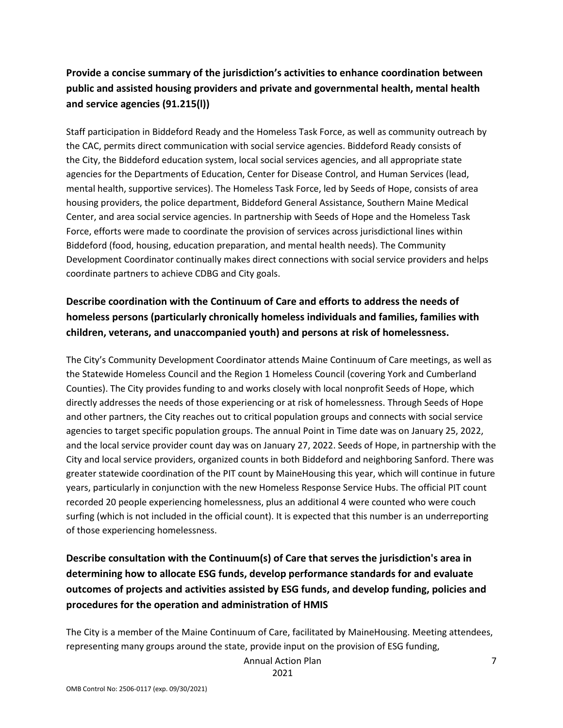**Provide a concise summary of the jurisdiction's activities to enhance coordination between public and assisted housing providers and private and governmental health, mental health and service agencies (91.215(l))**

Staff participation in Biddeford Ready and the Homeless Task Force, as well as community outreach by the CAC, permits direct communication with social service agencies. Biddeford Ready consists of the City, the Biddeford education system, local social services agencies, and all appropriate state agencies for the Departments of Education, Center for Disease Control, and Human Services (lead, mental health, supportive services). The Homeless Task Force, led by Seeds of Hope, consists of area housing providers, the police department, Biddeford General Assistance, Southern Maine Medical Center, and area social service agencies. In partnership with Seeds of Hope and the Homeless Task Force, efforts were made to coordinate the provision of services across jurisdictional lines within Biddeford (food, housing, education preparation, and mental health needs). The Community Development Coordinator continually makes direct connections with social service providers and helps coordinate partners to achieve CDBG and City goals.

**Describe coordination with the Continuum of Care and efforts to address the needs of homeless persons (particularly chronically homeless individuals and families, families with children, veterans, and unaccompanied youth) and persons at risk of homelessness.**

The City's Community Development Coordinator attends Maine Continuum of Care meetings, as well as the Statewide Homeless Council and the Region 1 Homeless Council (covering York and Cumberland Counties). The City provides funding to and works closely with local nonprofit Seeds of Hope, which directly addresses the needs of those experiencing or at risk of homelessness. Through Seeds of Hope and other partners, the City reaches out to critical population groups and connects with social service agencies to target specific population groups. The annual Point in Time date was on January 25, 2022, and the local service provider count day was on January 27, 2022. Seeds of Hope, in partnership with the City and local service providers, organized counts in both Biddeford and neighboring Sanford. There was greater statewide coordination of the PIT count by MaineHousing this year, which will continue in future years, particularly in conjunction with the new Homeless Response Service Hubs. The official PIT count recorded 20 people experiencing homelessness, plus an additional 4 were counted who were couch surfing (which is not included in the official count). It is expected that this number is an underreporting of those experiencing homelessness.

**Describe consultation with the Continuum(s) of Care that serves the jurisdiction's area in determining how to allocate ESG funds, develop performance standards for and evaluate outcomes of projects and activities assisted by ESG funds, and develop funding, policies and procedures for the operation and administration of HMIS**

The City is a member of the Maine Continuum of Care, facilitated by MaineHousing. Meeting attendees, representing many groups around the state, provide input on the provision of ESG funding,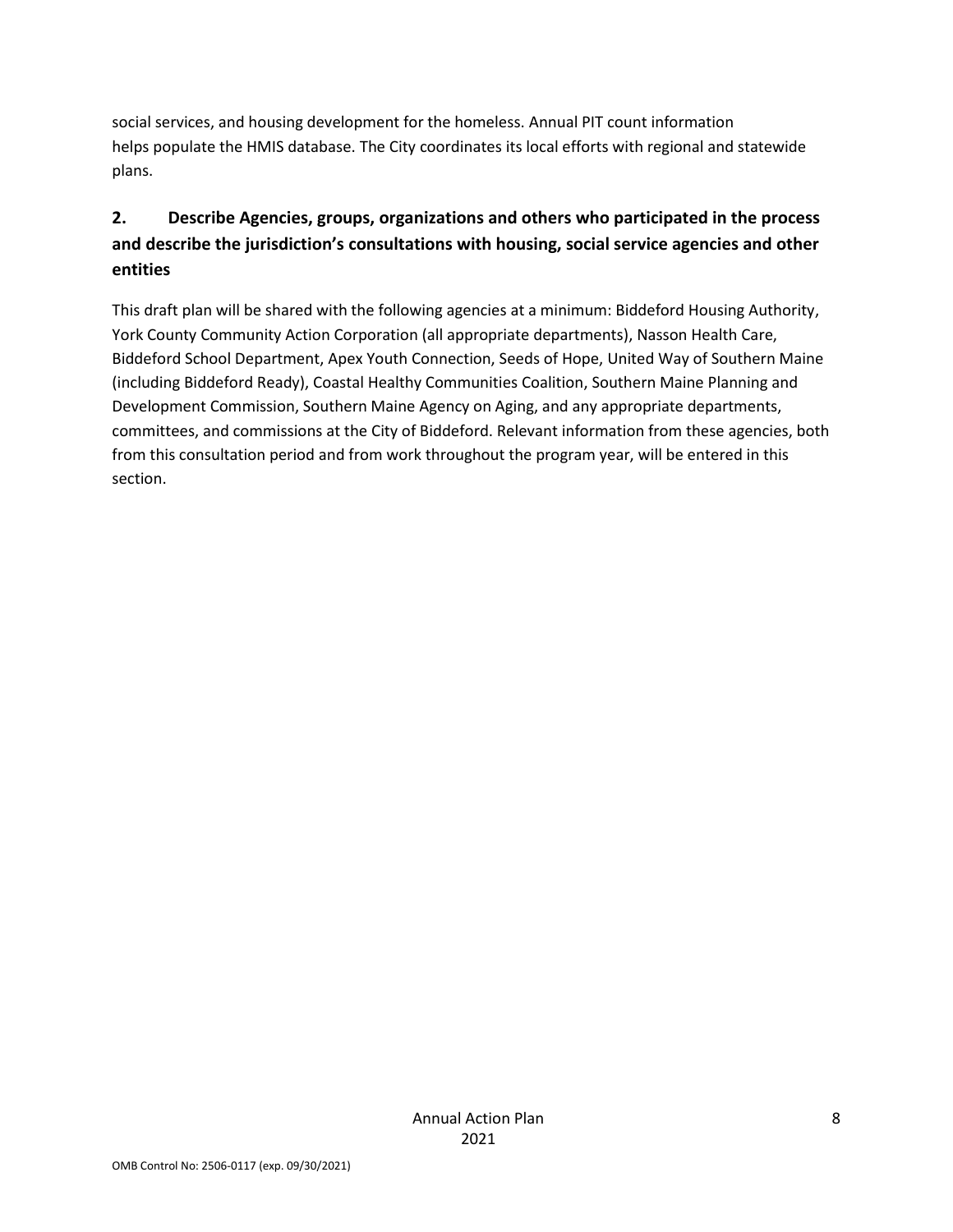social services, and housing development for the homeless. Annual PIT count information helps populate the HMIS database. The City coordinates its local efforts with regional and statewide plans.

## 2. Describe Agencies, groups, organizations and others who participated in the process and describe the jurisdiction's consultations with housing, social service agencies and other entities

This draft plan will be shared with the following agencies at a minimum: Biddeford Housing Authority, York County Community Action Corporation (all appropriate departments), Nasson Health Care, Biddeford School Department, Apex Youth Connection, Seeds of Hope, United Way of Southern Maine (including Biddeford Ready), Coastal Healthy Communities Coalition, Southern Maine Planning and Development Commission, Southern Maine Agency on Aging, and any appropriate departments, committees, and commissions at the City of Biddeford. Relevant information from these agencies, both from this consultation period and from work throughout the program year, will be entered in this section.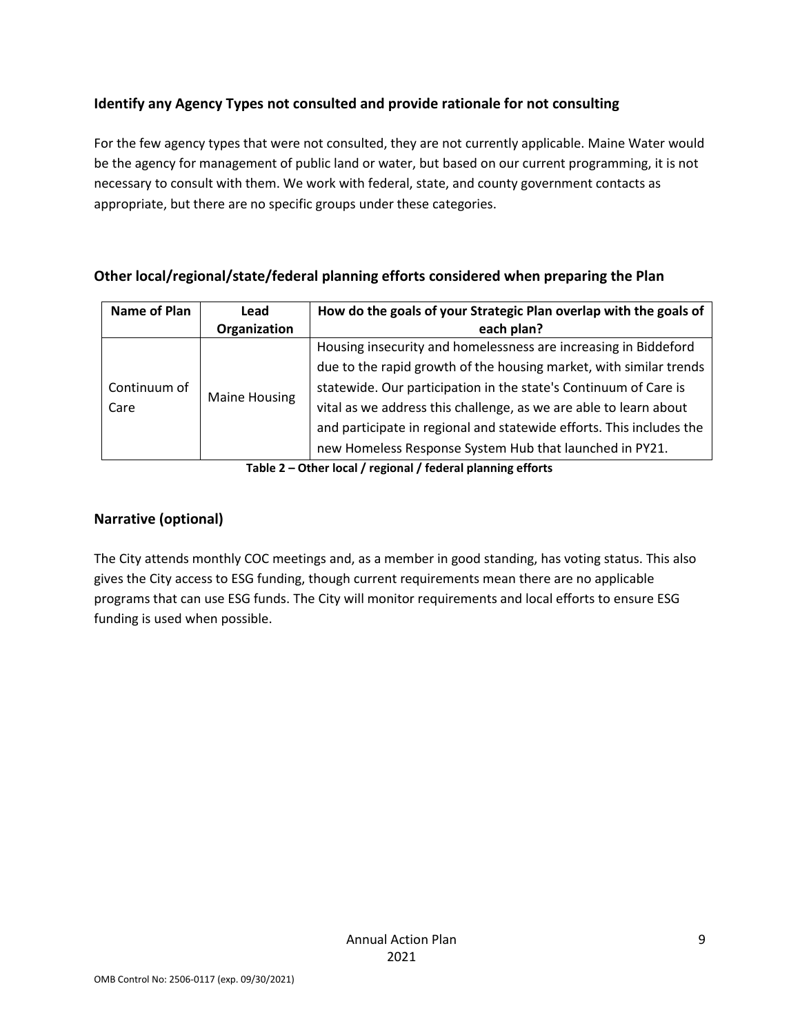## Identify any Agency Types not consulted and provide rationale for not consulting

For the few agency types that were not consulted, they are not currently applicable. Maine Water would be the agency for management of public land or water, but based on our current programming, it is not necessary to consult with them. We work with federal, state, and county government contacts as appropriate, but there are no specific groups under these categories.

## Other local/regional/state/federal planning efforts considered when preparing the Plan

| Name of Plan | Lead Organization | How do the goals of your Strategic Plan overlap with the goals of each plan? |
|---|---|---|
| Continuum of Care | Maine Housing | Housing insecurity and homelessness are increasing in Biddeford due to the rapid growth of the housing market, with similar trends statewide. Our participation in the state's Continuum of Care is vital as we address this challenge, as we are able to learn about and participate in regional and statewide efforts. This includes the new Homeless Response System Hub that launched in PY21. |

**Table 2 – Other local / regional / federal planning efforts**

## Narrative (optional)

The City attends monthly COC meetings and, as a member in good standing, has voting status. This also gives the City access to ESG funding, though current requirements mean there are no applicable programs that can use ESG funds. The City will monitor requirements and local efforts to ensure ESG funding is used when possible.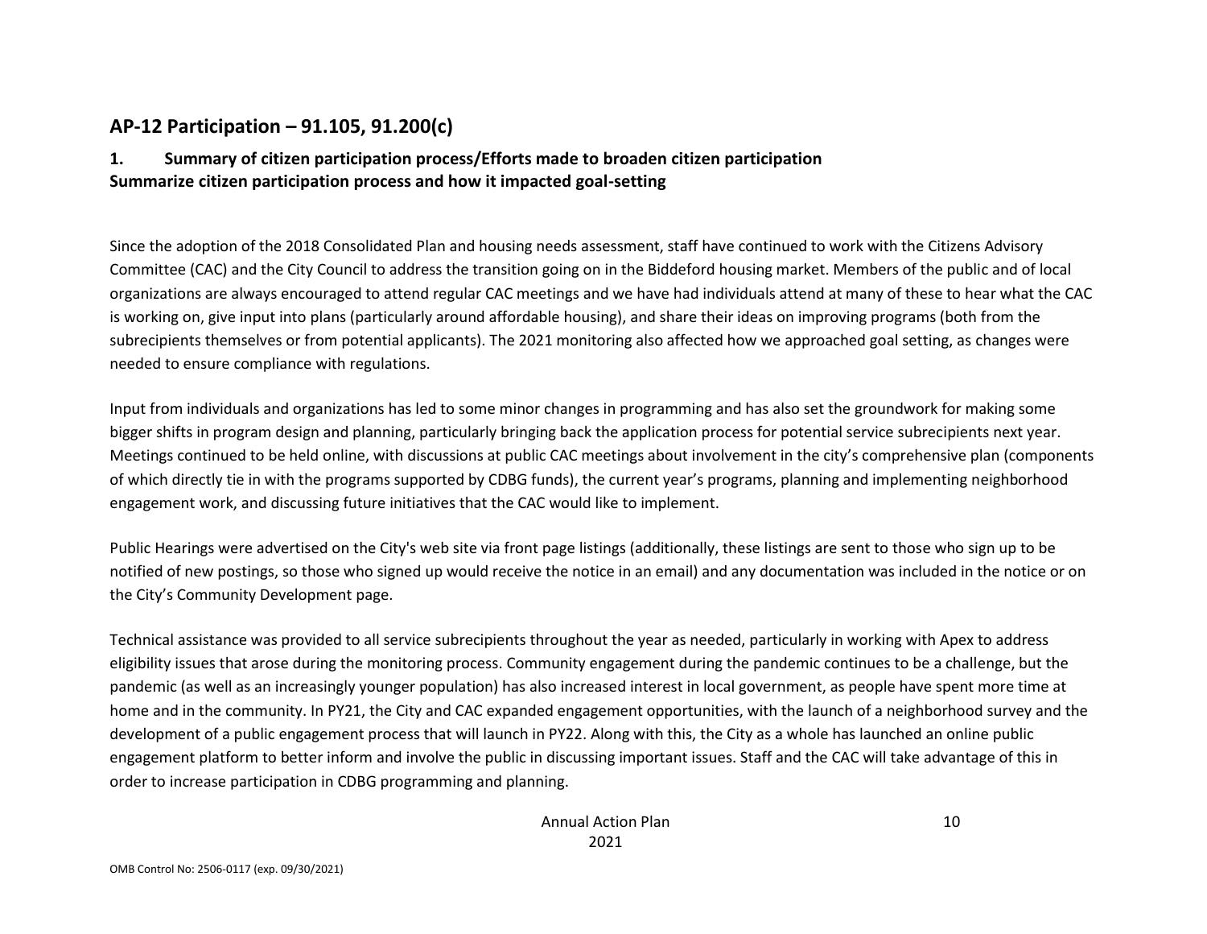## AP-12 Participation – 91.105, 91.200(c)

### 1. Summary of citizen participation process/Efforts made to broaden citizen participation
**Summarize citizen participation process and how it impacted goal-setting**

Since the adoption of the 2018 Consolidated Plan and housing needs assessment, staff have continued to work with the Citizens Advisory Committee (CAC) and the City Council to address the transition going on in the Biddeford housing market. Members of the public and of local organizations are always encouraged to attend regular CAC meetings and we have had individuals attend at many of these to hear what the CAC is working on, give input into plans (particularly around affordable housing), and share their ideas on improving programs (both from the subrecipients themselves or from potential applicants). The 2021 monitoring also affected how we approached goal setting, as changes were needed to ensure compliance with regulations.

Input from individuals and organizations has led to some minor changes in programming and has also set the groundwork for making some bigger shifts in program design and planning, particularly bringing back the application process for potential service subrecipients next year. Meetings continued to be held online, with discussions at public CAC meetings about involvement in the city's comprehensive plan (components of which directly tie in with the programs supported by CDBG funds), the current year's programs, planning and implementing neighborhood engagement work, and discussing future initiatives that the CAC would like to implement.

Public Hearings were advertised on the City's web site via front page listings (additionally, these listings are sent to those who sign up to be notified of new postings, so those who signed up would receive the notice in an email) and any documentation was included in the notice or on the City's Community Development page.

Technical assistance was provided to all service subrecipients throughout the year as needed, particularly in working with Apex to address eligibility issues that arose during the monitoring process. Community engagement during the pandemic continues to be a challenge, but the pandemic (as well as an increasingly younger population) has also increased interest in local government, as people have spent more time at home and in the community. In PY21, the City and CAC expanded engagement opportunities, with the launch of a neighborhood survey and the development of a public engagement process that will launch in PY22. Along with this, the City as a whole has launched an online public engagement platform to better inform and involve the public in discussing important issues. Staff and the CAC will take advantage of this in order to increase participation in CDBG programming and planning.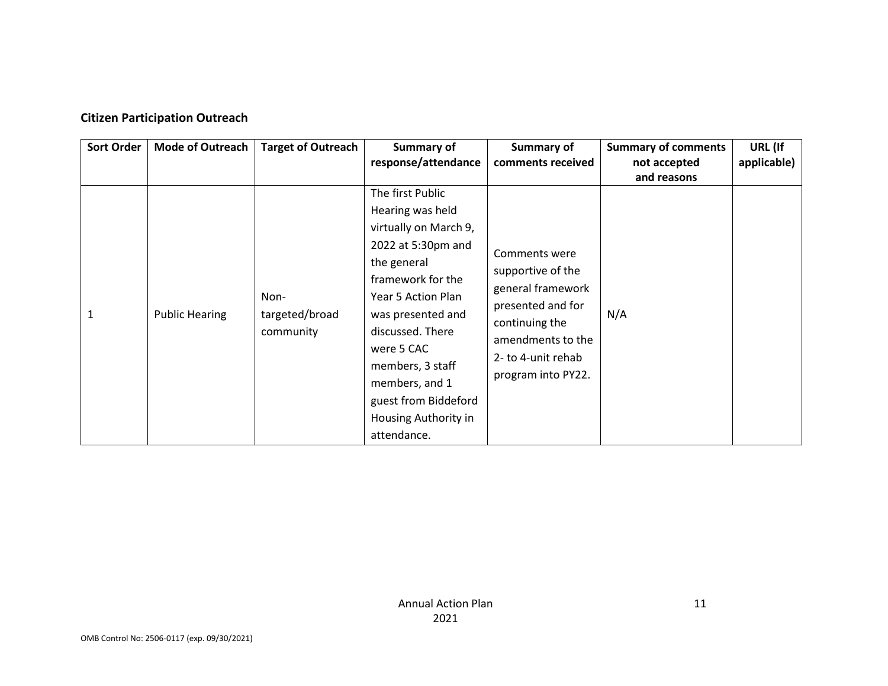**Citizen Participation Outreach**

| Sort Order | Mode of Outreach | Target of Outreach | Summary of response/attendance | Summary of comments received | Summary of comments not accepted and reasons | URL (If applicable) |
|---|---|---|---|---|---|---|
| 1 | Public Hearing | Non-targeted/broad community | The first Public Hearing was held virtually on March 9, 2022 at 5:30pm and the general framework for the Year 5 Action Plan was presented and discussed. There were 5 CAC members, 3 staff members, and 1 guest from Biddeford Housing Authority in attendance. | Comments were supportive of the general framework presented and for continuing the amendments to the 2- to 4-unit rehab program into PY22. | N/A | |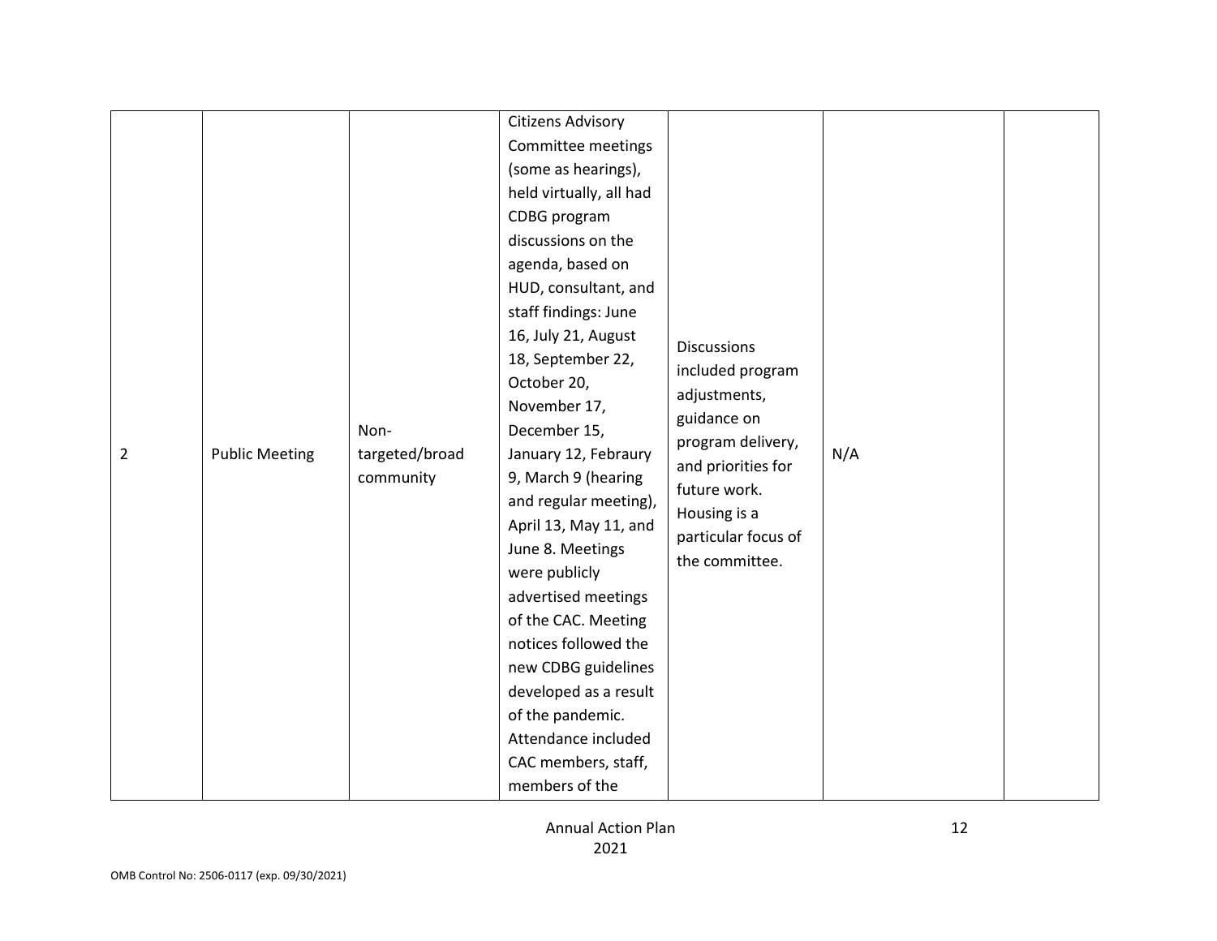| | | | | | | |
|---|---|---|---|---|---|---|
| 2 | Public Meeting | Non-targeted/broad community | Citizens Advisory Committee meetings (some as hearings), held virtually, all had CDBG program discussions on the agenda, based on HUD, consultant, and staff findings: June 16, July 21, August 18, September 22, October 20, November 17, December 15, January 12, Febraury 9, March 9 (hearing and regular meeting), April 13, May 11, and June 8. Meetings were publicly advertised meetings of the CAC. Meeting notices followed the new CDBG guidelines developed as a result of the pandemic. Attendance included CAC members, staff, members of the | Discussions included program adjustments, guidance on program delivery, and priorities for future work. Housing is a particular focus of the committee. | N/A | |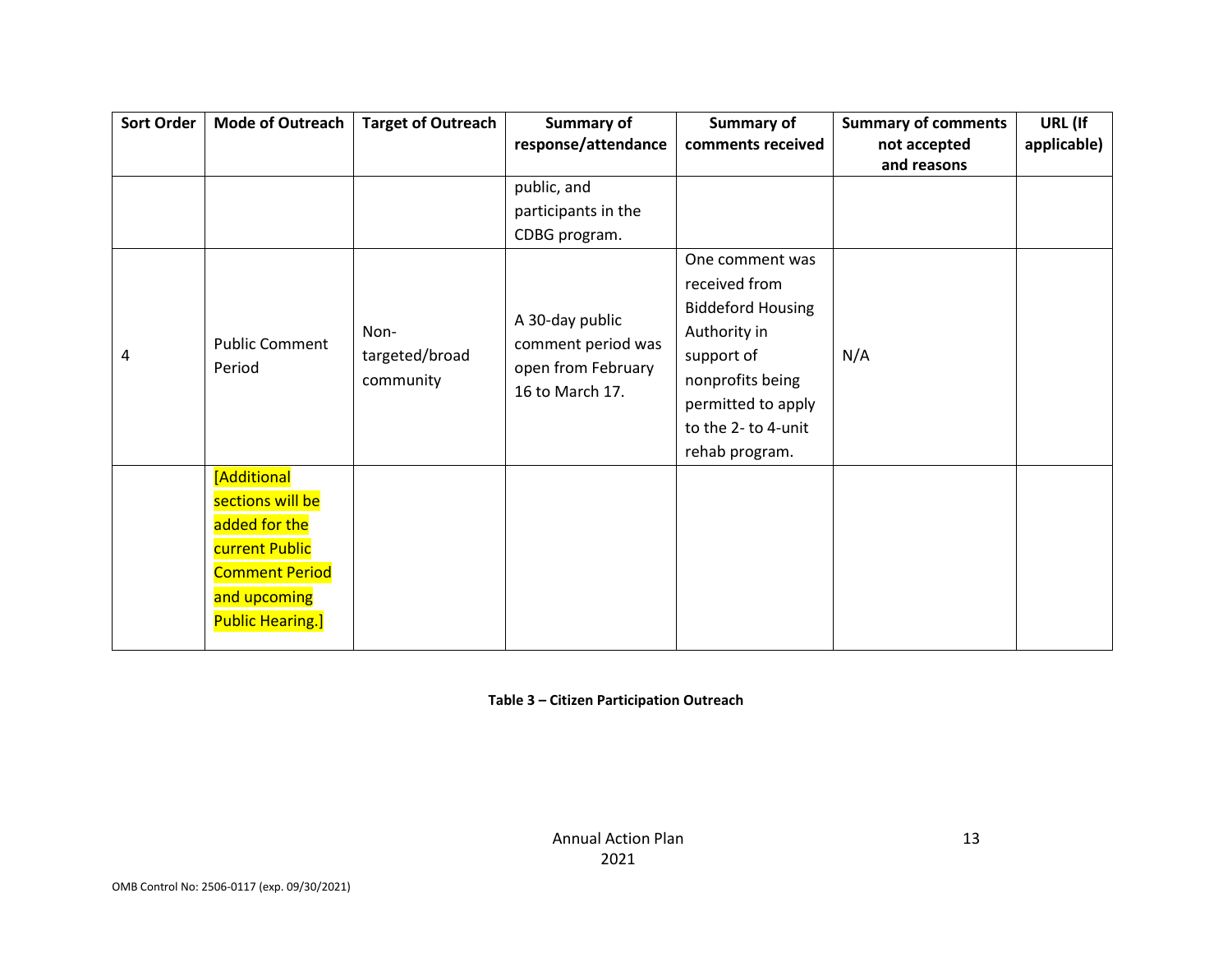| Sort Order | Mode of Outreach | Target of Outreach | Summary of response/attendance | Summary of comments received | Summary of comments not accepted and reasons | URL (If applicable) |
|---|---|---|---|---|---|---|
| | | | public, and participants in the CDBG program. | | | |
| 4 | Public Comment Period | Non-targeted/broad community | A 30-day public comment period was open from February 16 to March 17. | One comment was received from Biddeford Housing Authority in support of nonprofits being permitted to apply to the 2- to 4-unit rehab program. | N/A | |
| | [Additional sections will be added for the current Public Comment Period and upcoming Public Hearing.] | | | | | |

**Table 3 – Citizen Participation Outreach**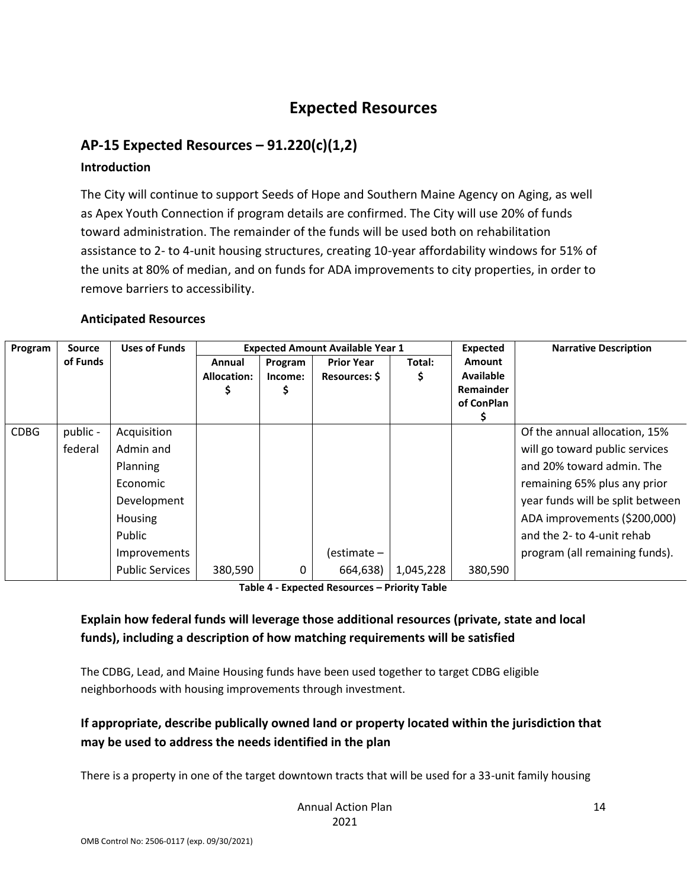# Expected Resources

## AP-15 Expected Resources – 91.220(c)(1,2)

### Introduction

The City will continue to support Seeds of Hope and Southern Maine Agency on Aging, as well as Apex Youth Connection if program details are confirmed. The City will use 20% of funds toward administration. The remainder of the funds will be used both on rehabilitation assistance to 2- to 4-unit housing structures, creating 10-year affordability windows for 51% of the units at 80% of median, and on funds for ADA improvements to city properties, in order to remove barriers to accessibility.

### Anticipated Resources

| Program | Source of Funds | Uses of Funds | Expected Amount Available Year 1 | | | | Expected Amount Available Remainder of ConPlan $ | Narrative Description |
|---|---|---|---|---|---|---|---|---|
| | | | Annual Allocation: $ | Program Income: $ | Prior Year Resources: $ | Total: $ | | |
| CDBG | public - federal | Acquisition<br>Admin and Planning<br>Economic Development<br>Housing<br>Public Improvements<br>Public Services | 380,590 | 0 | (estimate – 664,638) | 1,045,228 | 380,590 | Of the annual allocation, 15% will go toward public services and 20% toward admin. The remaining 65% plus any prior year funds will be split between ADA improvements ($200,000) and the 2- to 4-unit rehab program (all remaining funds). |

**Table 4 - Expected Resources – Priority Table**

### Explain how federal funds will leverage those additional resources (private, state and local funds), including a description of how matching requirements will be satisfied

The CDBG, Lead, and Maine Housing funds have been used together to target CDBG eligible neighborhoods with housing improvements through investment.

### If appropriate, describe publically owned land or property located within the jurisdiction that may be used to address the needs identified in the plan

There is a property in one of the target downtown tracts that will be used for a 33-unit family housing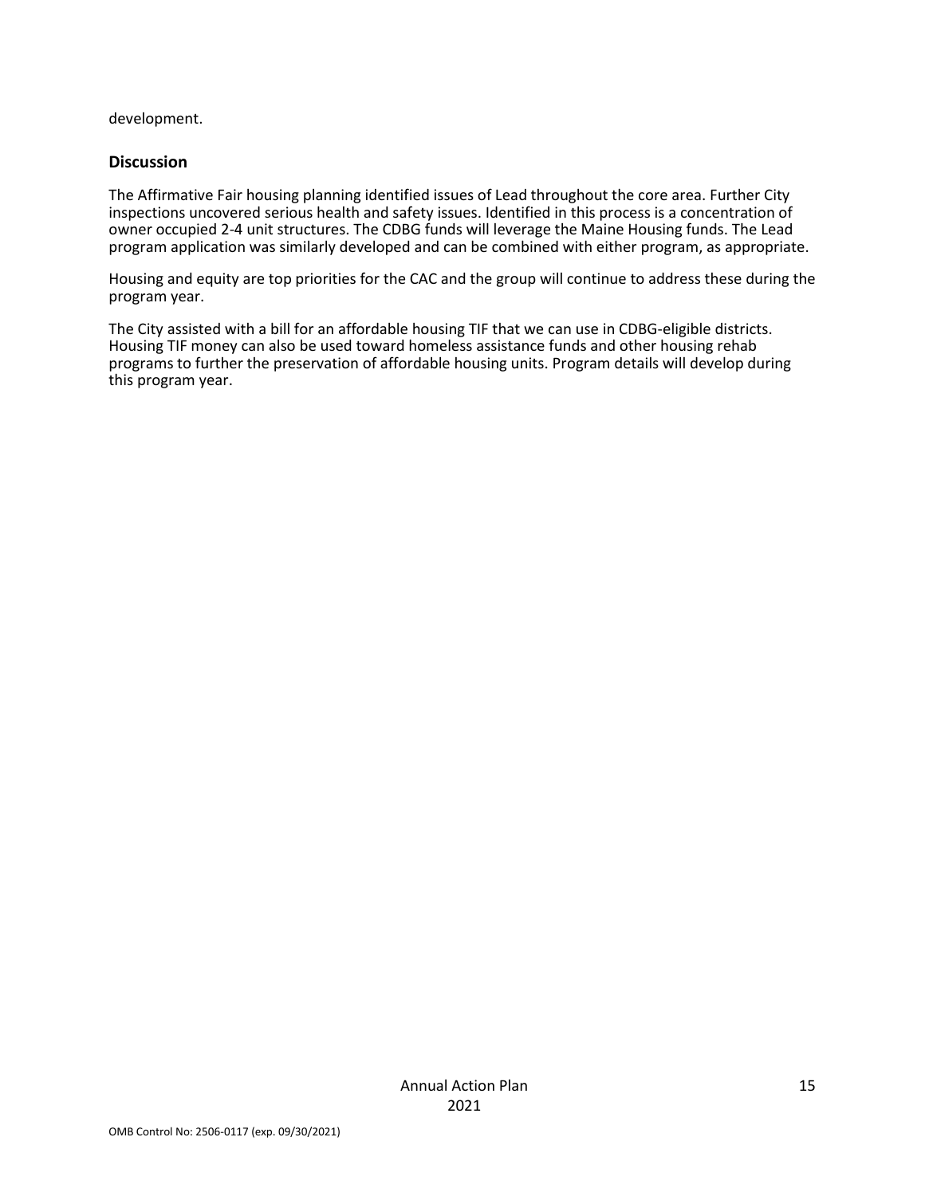development.

## Discussion

The Affirmative Fair housing planning identified issues of Lead throughout the core area. Further City inspections uncovered serious health and safety issues. Identified in this process is a concentration of owner occupied 2-4 unit structures. The CDBG funds will leverage the Maine Housing funds. The Lead program application was similarly developed and can be combined with either program, as appropriate.

Housing and equity are top priorities for the CAC and the group will continue to address these during the program year.

The City assisted with a bill for an affordable housing TIF that we can use in CDBG-eligible districts. Housing TIF money can also be used toward homeless assistance funds and other housing rehab programs to further the preservation of affordable housing units. Program details will develop during this program year.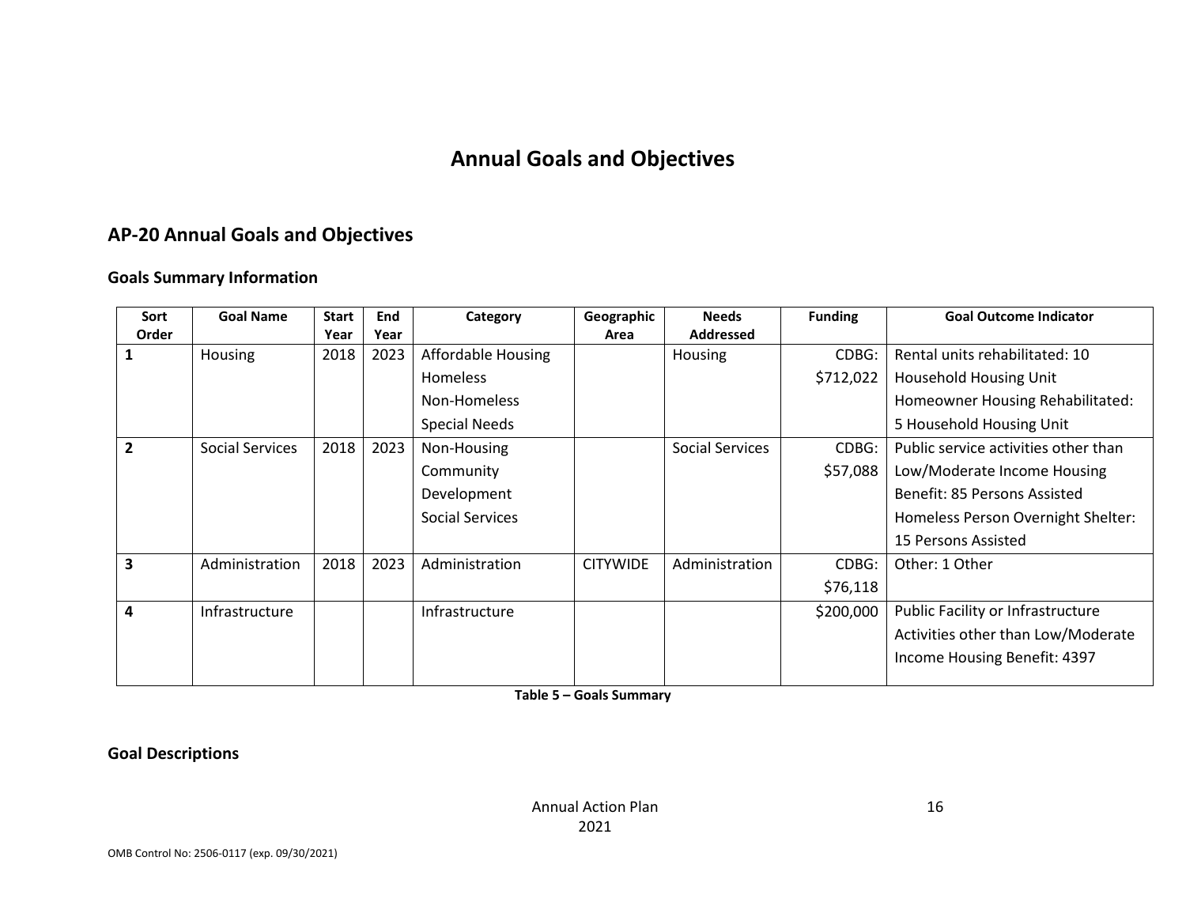# Annual Goals and Objectives

## AP-20 Annual Goals and Objectives

### Goals Summary Information

| Sort Order | Goal Name | Start Year | End Year | Category | Geographic Area | Needs Addressed | Funding | Goal Outcome Indicator |
|---|---|---|---|---|---|---|---|---|
| 1 | Housing | 2018 | 2023 | Affordable Housing<br>Homeless<br>Non-Homeless<br>Special Needs | | Housing | CDBG: $712,022 | Rental units rehabilitated: 10 Household Housing Unit<br>Homeowner Housing Rehabilitated: 5 Household Housing Unit |
| 2 | Social Services | 2018 | 2023 | Non-Housing Community Development<br>Social Services | | Social Services | CDBG: $57,088 | Public service activities other than Low/Moderate Income Housing Benefit: 85 Persons Assisted<br>Homeless Person Overnight Shelter: 15 Persons Assisted |
| 3 | Administration | 2018 | 2023 | Administration | CITYWIDE | Administration | CDBG: $76,118 | Other: 1 Other |
| 4 | Infrastructure | | | Infrastructure | | | $200,000 | Public Facility or Infrastructure Activities other than Low/Moderate Income Housing Benefit: 4397 |

**Table 5 – Goals Summary**

### Goal Descriptions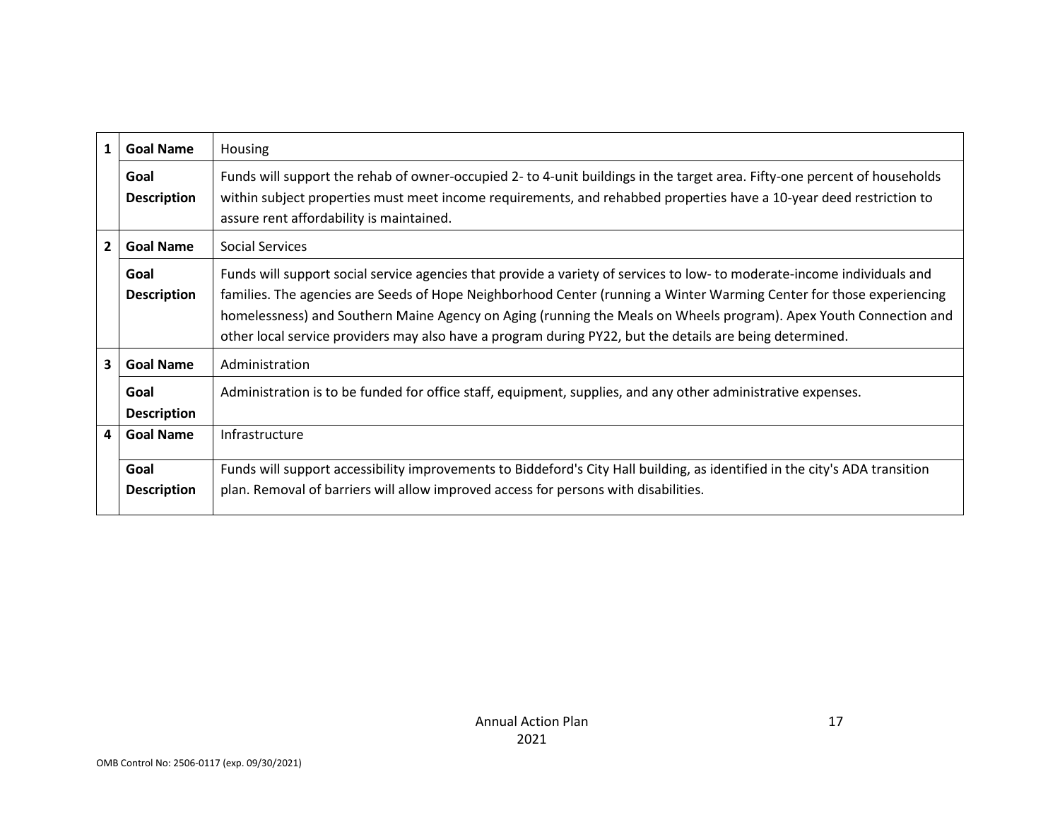| | | |
|---|---|---|
| 1 | **Goal Name** | Housing |
| | **Goal Description** | Funds will support the rehab of owner-occupied 2- to 4-unit buildings in the target area. Fifty-one percent of households within subject properties must meet income requirements, and rehabbed properties have a 10-year deed restriction to assure rent affordability is maintained. |
| 2 | **Goal Name** | Social Services |
| | **Goal Description** | Funds will support social service agencies that provide a variety of services to low- to moderate-income individuals and families. The agencies are Seeds of Hope Neighborhood Center (running a Winter Warming Center for those experiencing homelessness) and Southern Maine Agency on Aging (running the Meals on Wheels program). Apex Youth Connection and other local service providers may also have a program during PY22, but the details are being determined. |
| 3 | **Goal Name** | Administration |
| | **Goal Description** | Administration is to be funded for office staff, equipment, supplies, and any other administrative expenses. |
| 4 | **Goal Name** | Infrastructure |
| | **Goal Description** | Funds will support accessibility improvements to Biddeford's City Hall building, as identified in the city's ADA transition plan. Removal of barriers will allow improved access for persons with disabilities. |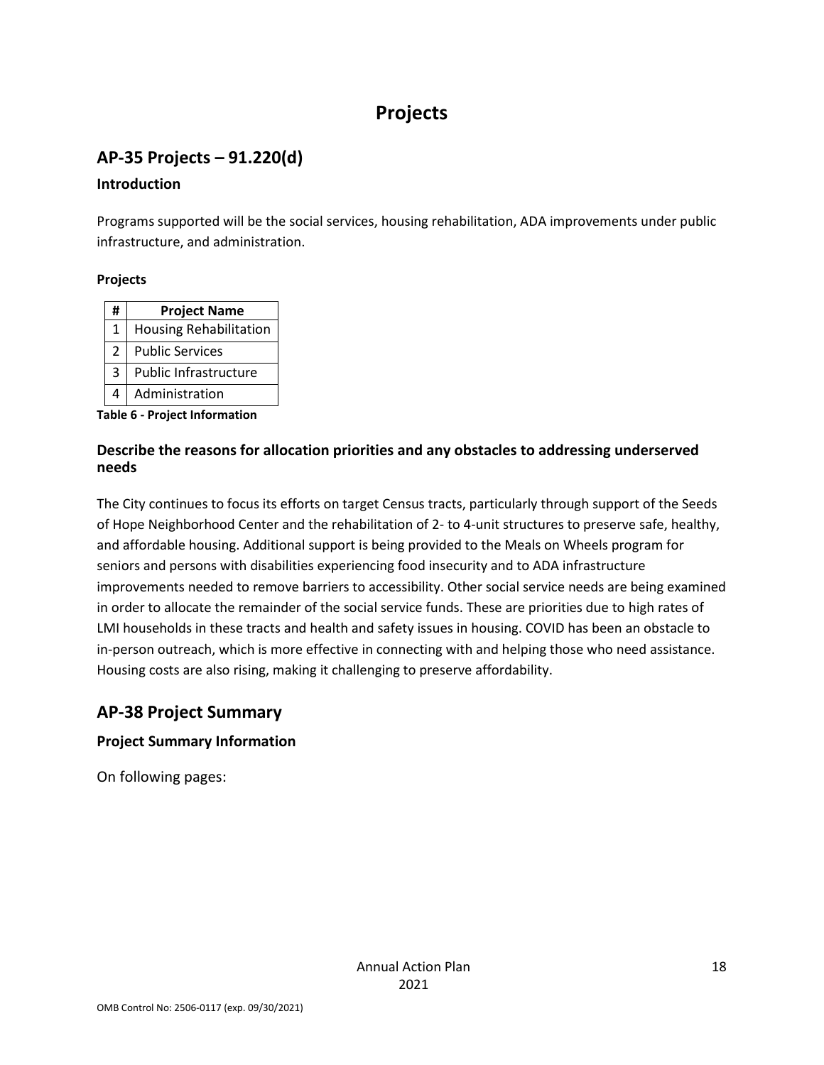# Projects

## AP-35 Projects – 91.220(d)

### Introduction

Programs supported will be the social services, housing rehabilitation, ADA improvements under public infrastructure, and administration.

**Projects**

| # | Project Name |
|---|---|
| 1 | Housing Rehabilitation |
| 2 | Public Services |
| 3 | Public Infrastructure |
| 4 | Administration |

**Table 6 - Project Information**

### Describe the reasons for allocation priorities and any obstacles to addressing underserved needs

The City continues to focus its efforts on target Census tracts, particularly through support of the Seeds of Hope Neighborhood Center and the rehabilitation of 2- to 4-unit structures to preserve safe, healthy, and affordable housing. Additional support is being provided to the Meals on Wheels program for seniors and persons with disabilities experiencing food insecurity and to ADA infrastructure improvements needed to remove barriers to accessibility. Other social service needs are being examined in order to allocate the remainder of the social service funds. These are priorities due to high rates of LMI households in these tracts and health and safety issues in housing. COVID has been an obstacle to in-person outreach, which is more effective in connecting with and helping those who need assistance. Housing costs are also rising, making it challenging to preserve affordability.

## AP-38 Project Summary

### Project Summary Information

On following pages: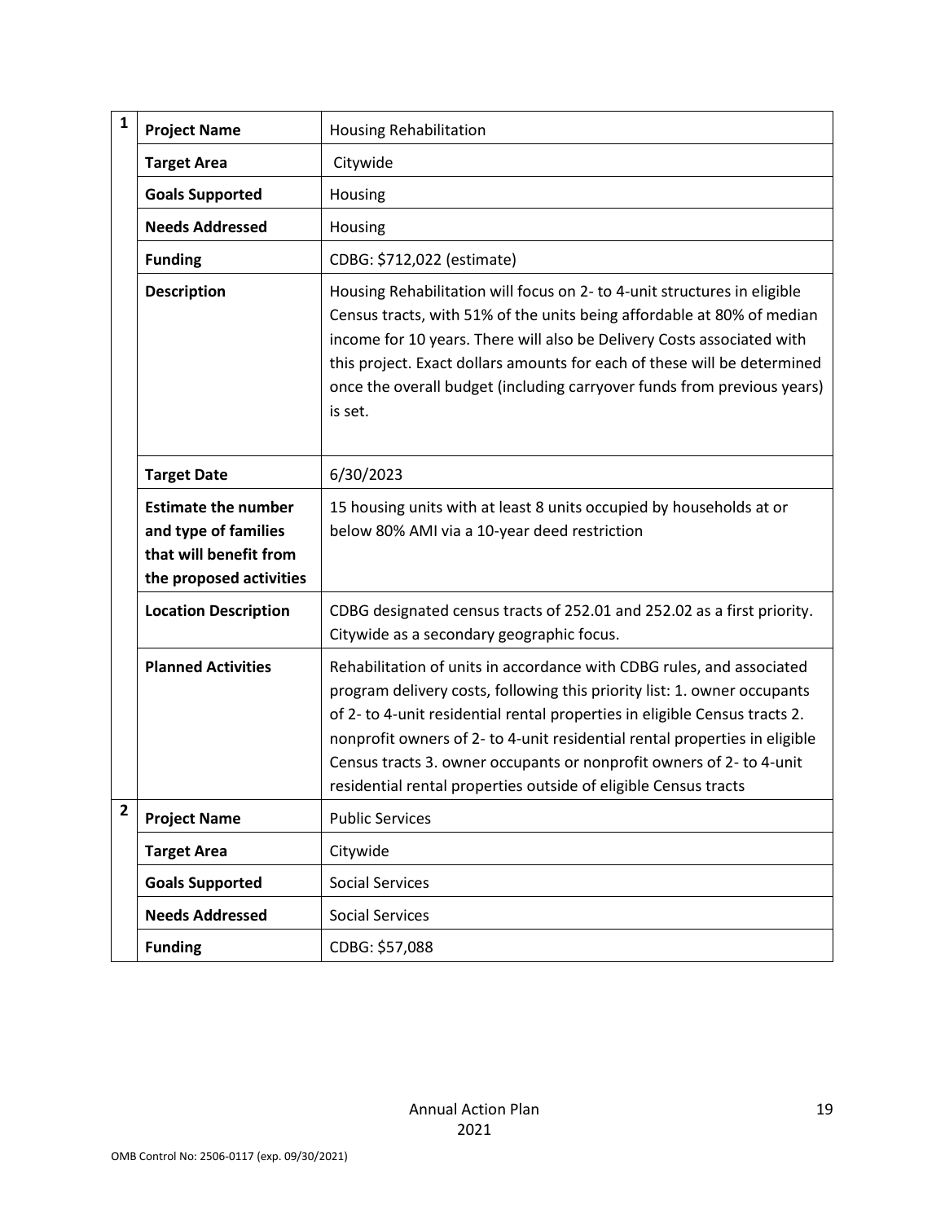| | | |
|---|---|---|
| **1** | **Project Name** | Housing Rehabilitation |
| | **Target Area** | Citywide |
| | **Goals Supported** | Housing |
| | **Needs Addressed** | Housing |
| | **Funding** | CDBG: $712,022 (estimate) |
| | **Description** | Housing Rehabilitation will focus on 2- to 4-unit structures in eligible Census tracts, with 51% of the units being affordable at 80% of median income for 10 years. There will also be Delivery Costs associated with this project. Exact dollars amounts for each of these will be determined once the overall budget (including carryover funds from previous years) is set. |
| | **Target Date** | 6/30/2023 |
| | **Estimate the number and type of families that will benefit from the proposed activities** | 15 housing units with at least 8 units occupied by households at or below 80% AMI via a 10-year deed restriction |
| | **Location Description** | CDBG designated census tracts of 252.01 and 252.02 as a first priority. Citywide as a secondary geographic focus. |
| | **Planned Activities** | Rehabilitation of units in accordance with CDBG rules, and associated program delivery costs, following this priority list: 1. owner occupants of 2- to 4-unit residential rental properties in eligible Census tracts 2. nonprofit owners of 2- to 4-unit residential rental properties in eligible Census tracts 3. owner occupants or nonprofit owners of 2- to 4-unit residential rental properties outside of eligible Census tracts |
| **2** | **Project Name** | Public Services |
| | **Target Area** | Citywide |
| | **Goals Supported** | Social Services |
| | **Needs Addressed** | Social Services |
| | **Funding** | CDBG: $57,088 |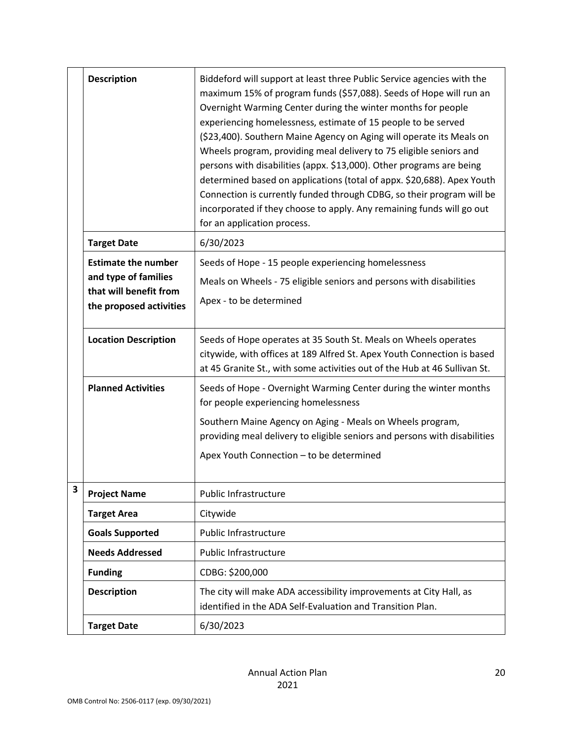| | | |
|---|---|---|
| | **Description** | Biddeford will support at least three Public Service agencies with the maximum 15% of program funds ($57,088). Seeds of Hope will run an Overnight Warming Center during the winter months for people experiencing homelessness, estimate of 15 people to be served ($23,400). Southern Maine Agency on Aging will operate its Meals on Wheels program, providing meal delivery to 75 eligible seniors and persons with disabilities (appx. $13,000). Other programs are being determined based on applications (total of appx. $20,688). Apex Youth Connection is currently funded through CDBG, so their program will be incorporated if they choose to apply. Any remaining funds will go out for an application process. |
| | **Target Date** | 6/30/2023 |
| | **Estimate the number and type of families that will benefit from the proposed activities** | Seeds of Hope - 15 people experiencing homelessness<br>Meals on Wheels - 75 eligible seniors and persons with disabilities<br>Apex - to be determined |
| | **Location Description** | Seeds of Hope operates at 35 South St. Meals on Wheels operates citywide, with offices at 189 Alfred St. Apex Youth Connection is based at 45 Granite St., with some activities out of the Hub at 46 Sullivan St. |
| | **Planned Activities** | Seeds of Hope - Overnight Warming Center during the winter months for people experiencing homelessness<br>Southern Maine Agency on Aging - Meals on Wheels program, providing meal delivery to eligible seniors and persons with disabilities<br>Apex Youth Connection – to be determined |
| **3** | **Project Name** | Public Infrastructure |
| | **Target Area** | Citywide |
| | **Goals Supported** | Public Infrastructure |
| | **Needs Addressed** | Public Infrastructure |
| | **Funding** | CDBG: $200,000 |
| | **Description** | The city will make ADA accessibility improvements at City Hall, as identified in the ADA Self-Evaluation and Transition Plan. |
| | **Target Date** | 6/30/2023 |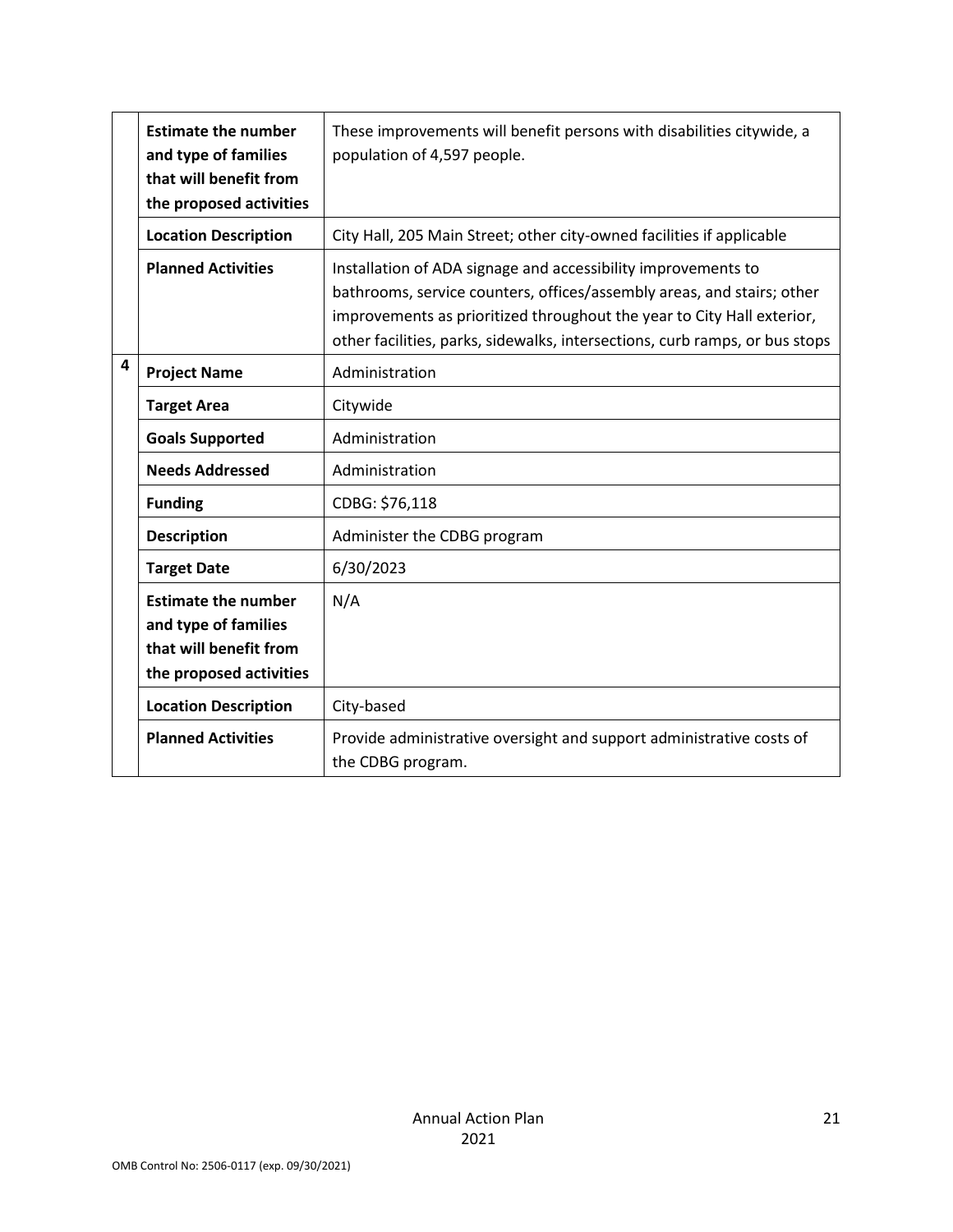| | | |
|---|---|---|
| | **Estimate the number and type of families that will benefit from the proposed activities** | These improvements will benefit persons with disabilities citywide, a population of 4,597 people. |
| | **Location Description** | City Hall, 205 Main Street; other city-owned facilities if applicable |
| | **Planned Activities** | Installation of ADA signage and accessibility improvements to bathrooms, service counters, offices/assembly areas, and stairs; other improvements as prioritized throughout the year to City Hall exterior, other facilities, parks, sidewalks, intersections, curb ramps, or bus stops |
| **4** | **Project Name** | Administration |
| | **Target Area** | Citywide |
| | **Goals Supported** | Administration |
| | **Needs Addressed** | Administration |
| | **Funding** | CDBG: $76,118 |
| | **Description** | Administer the CDBG program |
| | **Target Date** | 6/30/2023 |
| | **Estimate the number and type of families that will benefit from the proposed activities** | N/A |
| | **Location Description** | City-based |
| | **Planned Activities** | Provide administrative oversight and support administrative costs of the CDBG program. |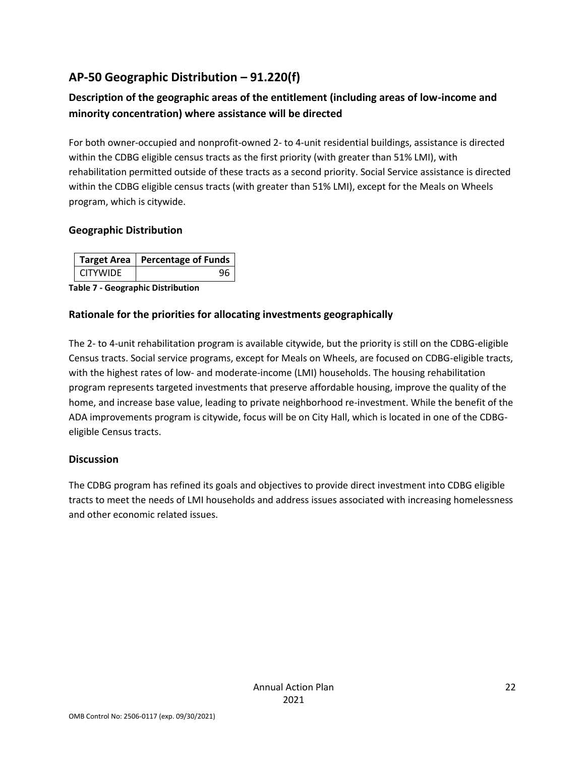## AP-50 Geographic Distribution – 91.220(f)

### Description of the geographic areas of the entitlement (including areas of low-income and minority concentration) where assistance will be directed

For both owner-occupied and nonprofit-owned 2- to 4-unit residential buildings, assistance is directed within the CDBG eligible census tracts as the first priority (with greater than 51% LMI), with rehabilitation permitted outside of these tracts as a second priority. Social Service assistance is directed within the CDBG eligible census tracts (with greater than 51% LMI), except for the Meals on Wheels program, which is citywide.

### Geographic Distribution

| Target Area | Percentage of Funds |
|---|---|
| CITYWIDE | 96 |

**Table 7 - Geographic Distribution**

### Rationale for the priorities for allocating investments geographically

The 2- to 4-unit rehabilitation program is available citywide, but the priority is still on the CDBG-eligible Census tracts. Social service programs, except for Meals on Wheels, are focused on CDBG-eligible tracts, with the highest rates of low- and moderate-income (LMI) households. The housing rehabilitation program represents targeted investments that preserve affordable housing, improve the quality of the home, and increase base value, leading to private neighborhood re-investment. While the benefit of the ADA improvements program is citywide, focus will be on City Hall, which is located in one of the CDBG-eligible Census tracts.

### Discussion

The CDBG program has refined its goals and objectives to provide direct investment into CDBG eligible tracts to meet the needs of LMI households and address issues associated with increasing homelessness and other economic related issues.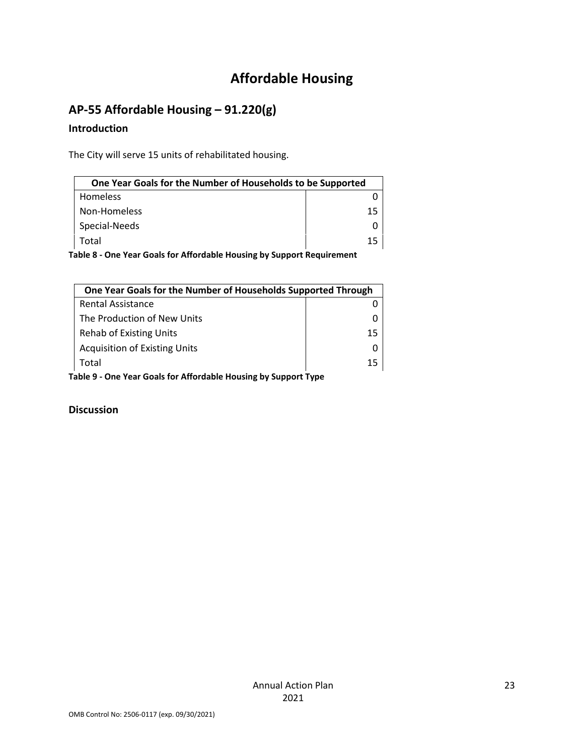# Affordable Housing

## AP-55 Affordable Housing – 91.220(g)

### Introduction

The City will serve 15 units of rehabilitated housing.

| One Year Goals for the Number of Households to be Supported | |
|---|---|
| Homeless | 0 |
| Non-Homeless | 15 |
| Special-Needs | 0 |
| Total | 15 |

**Table 8 - One Year Goals for Affordable Housing by Support Requirement**

| One Year Goals for the Number of Households Supported Through | |
|---|---|
| Rental Assistance | 0 |
| The Production of New Units | 0 |
| Rehab of Existing Units | 15 |
| Acquisition of Existing Units | 0 |
| Total | 15 |

**Table 9 - One Year Goals for Affordable Housing by Support Type**

### Discussion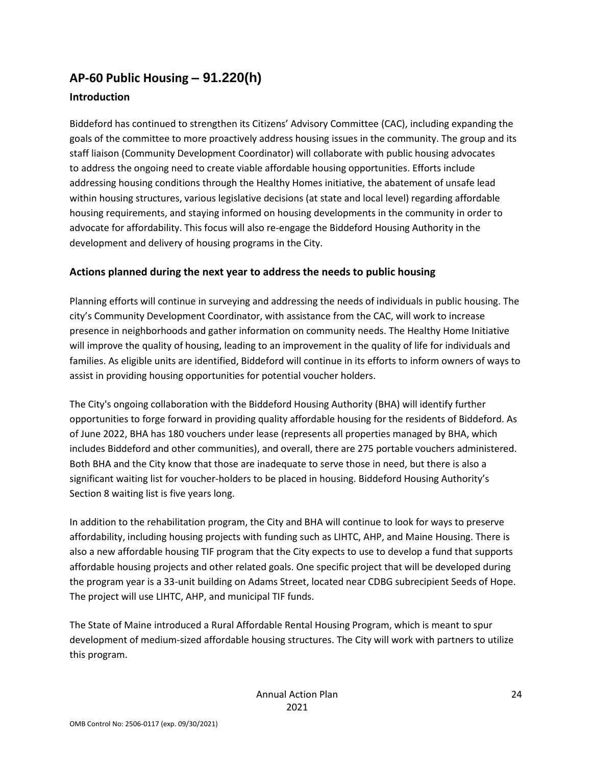## AP-60 Public Housing – 91.220(h)

### Introduction

Biddeford has continued to strengthen its Citizens' Advisory Committee (CAC), including expanding the goals of the committee to more proactively address housing issues in the community. The group and its staff liaison (Community Development Coordinator) will collaborate with public housing advocates to address the ongoing need to create viable affordable housing opportunities. Efforts include addressing housing conditions through the Healthy Homes initiative, the abatement of unsafe lead within housing structures, various legislative decisions (at state and local level) regarding affordable housing requirements, and staying informed on housing developments in the community in order to advocate for affordability. This focus will also re-engage the Biddeford Housing Authority in the development and delivery of housing programs in the City.

### Actions planned during the next year to address the needs to public housing

Planning efforts will continue in surveying and addressing the needs of individuals in public housing. The city's Community Development Coordinator, with assistance from the CAC, will work to increase presence in neighborhoods and gather information on community needs. The Healthy Home Initiative will improve the quality of housing, leading to an improvement in the quality of life for individuals and families. As eligible units are identified, Biddeford will continue in its efforts to inform owners of ways to assist in providing housing opportunities for potential voucher holders.

The City's ongoing collaboration with the Biddeford Housing Authority (BHA) will identify further opportunities to forge forward in providing quality affordable housing for the residents of Biddeford. As of June 2022, BHA has 180 vouchers under lease (represents all properties managed by BHA, which includes Biddeford and other communities), and overall, there are 275 portable vouchers administered. Both BHA and the City know that those are inadequate to serve those in need, but there is also a significant waiting list for voucher-holders to be placed in housing. Biddeford Housing Authority's Section 8 waiting list is five years long.

In addition to the rehabilitation program, the City and BHA will continue to look for ways to preserve affordability, including housing projects with funding such as LIHTC, AHP, and Maine Housing. There is also a new affordable housing TIF program that the City expects to use to develop a fund that supports affordable housing projects and other related goals. One specific project that will be developed during the program year is a 33-unit building on Adams Street, located near CDBG subrecipient Seeds of Hope. The project will use LIHTC, AHP, and municipal TIF funds.

The State of Maine introduced a Rural Affordable Rental Housing Program, which is meant to spur development of medium-sized affordable housing structures. The City will work with partners to utilize this program.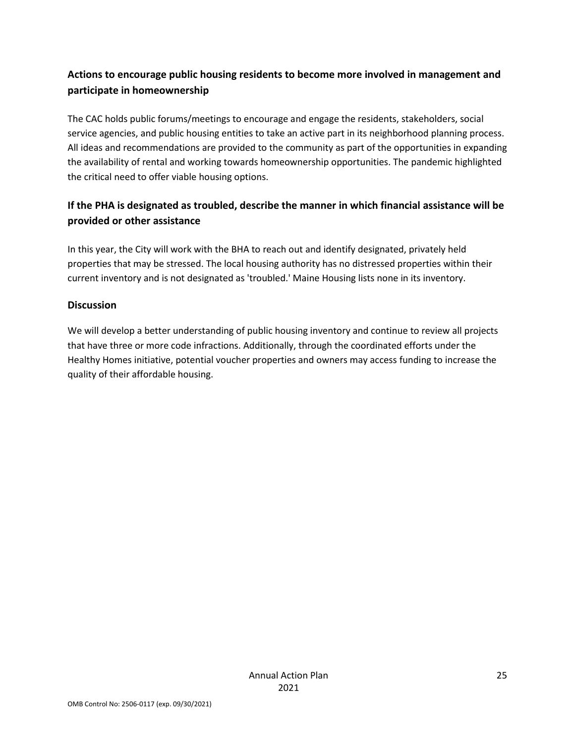## Actions to encourage public housing residents to become more involved in management and participate in homeownership

The CAC holds public forums/meetings to encourage and engage the residents, stakeholders, social service agencies, and public housing entities to take an active part in its neighborhood planning process. All ideas and recommendations are provided to the community as part of the opportunities in expanding the availability of rental and working towards homeownership opportunities. The pandemic highlighted the critical need to offer viable housing options.

## If the PHA is designated as troubled, describe the manner in which financial assistance will be provided or other assistance

In this year, the City will work with the BHA to reach out and identify designated, privately held properties that may be stressed. The local housing authority has no distressed properties within their current inventory and is not designated as 'troubled.' Maine Housing lists none in its inventory.

## Discussion

We will develop a better understanding of public housing inventory and continue to review all projects that have three or more code infractions. Additionally, through the coordinated efforts under the Healthy Homes initiative, potential voucher properties and owners may access funding to increase the quality of their affordable housing.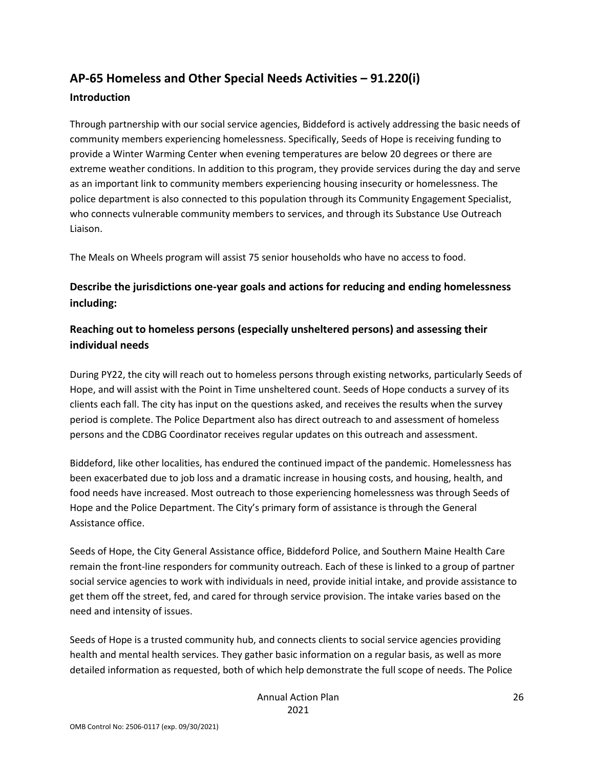## AP-65 Homeless and Other Special Needs Activities – 91.220(i)

### Introduction

Through partnership with our social service agencies, Biddeford is actively addressing the basic needs of community members experiencing homelessness. Specifically, Seeds of Hope is receiving funding to provide a Winter Warming Center when evening temperatures are below 20 degrees or there are extreme weather conditions. In addition to this program, they provide services during the day and serve as an important link to community members experiencing housing insecurity or homelessness. The police department is also connected to this population through its Community Engagement Specialist, who connects vulnerable community members to services, and through its Substance Use Outreach Liaison.

The Meals on Wheels program will assist 75 senior households who have no access to food.

### Describe the jurisdictions one-year goals and actions for reducing and ending homelessness including:

### Reaching out to homeless persons (especially unsheltered persons) and assessing their individual needs

During PY22, the city will reach out to homeless persons through existing networks, particularly Seeds of Hope, and will assist with the Point in Time unsheltered count. Seeds of Hope conducts a survey of its clients each fall. The city has input on the questions asked, and receives the results when the survey period is complete. The Police Department also has direct outreach to and assessment of homeless persons and the CDBG Coordinator receives regular updates on this outreach and assessment.

Biddeford, like other localities, has endured the continued impact of the pandemic. Homelessness has been exacerbated due to job loss and a dramatic increase in housing costs, and housing, health, and food needs have increased. Most outreach to those experiencing homelessness was through Seeds of Hope and the Police Department. The City's primary form of assistance is through the General Assistance office.

Seeds of Hope, the City General Assistance office, Biddeford Police, and Southern Maine Health Care remain the front-line responders for community outreach. Each of these is linked to a group of partner social service agencies to work with individuals in need, provide initial intake, and provide assistance to get them off the street, fed, and cared for through service provision. The intake varies based on the need and intensity of issues.

Seeds of Hope is a trusted community hub, and connects clients to social service agencies providing health and mental health services. They gather basic information on a regular basis, as well as more detailed information as requested, both of which help demonstrate the full scope of needs. The Police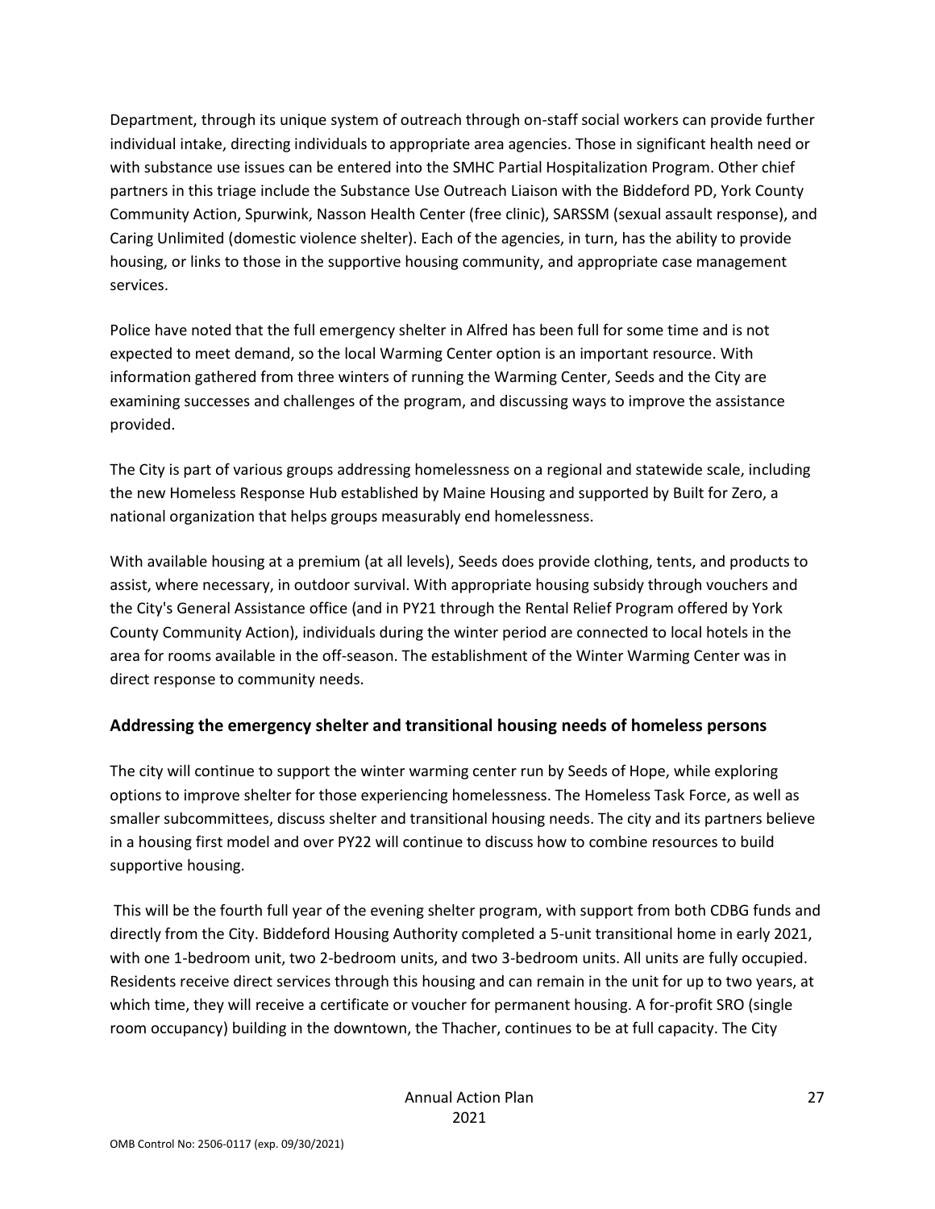Department, through its unique system of outreach through on-staff social workers can provide further individual intake, directing individuals to appropriate area agencies. Those in significant health need or with substance use issues can be entered into the SMHC Partial Hospitalization Program. Other chief partners in this triage include the Substance Use Outreach Liaison with the Biddeford PD, York County Community Action, Spurwink, Nasson Health Center (free clinic), SARSSM (sexual assault response), and Caring Unlimited (domestic violence shelter). Each of the agencies, in turn, has the ability to provide housing, or links to those in the supportive housing community, and appropriate case management services.

Police have noted that the full emergency shelter in Alfred has been full for some time and is not expected to meet demand, so the local Warming Center option is an important resource. With information gathered from three winters of running the Warming Center, Seeds and the City are examining successes and challenges of the program, and discussing ways to improve the assistance provided.

The City is part of various groups addressing homelessness on a regional and statewide scale, including the new Homeless Response Hub established by Maine Housing and supported by Built for Zero, a national organization that helps groups measurably end homelessness.

With available housing at a premium (at all levels), Seeds does provide clothing, tents, and products to assist, where necessary, in outdoor survival. With appropriate housing subsidy through vouchers and the City's General Assistance office (and in PY21 through the Rental Relief Program offered by York County Community Action), individuals during the winter period are connected to local hotels in the area for rooms available in the off-season. The establishment of the Winter Warming Center was in direct response to community needs.

## Addressing the emergency shelter and transitional housing needs of homeless persons

The city will continue to support the winter warming center run by Seeds of Hope, while exploring options to improve shelter for those experiencing homelessness. The Homeless Task Force, as well as smaller subcommittees, discuss shelter and transitional housing needs. The city and its partners believe in a housing first model and over PY22 will continue to discuss how to combine resources to build supportive housing.

This will be the fourth full year of the evening shelter program, with support from both CDBG funds and directly from the City. Biddeford Housing Authority completed a 5-unit transitional home in early 2021, with one 1-bedroom unit, two 2-bedroom units, and two 3-bedroom units. All units are fully occupied. Residents receive direct services through this housing and can remain in the unit for up to two years, at which time, they will receive a certificate or voucher for permanent housing. A for-profit SRO (single room occupancy) building in the downtown, the Thacher, continues to be at full capacity. The City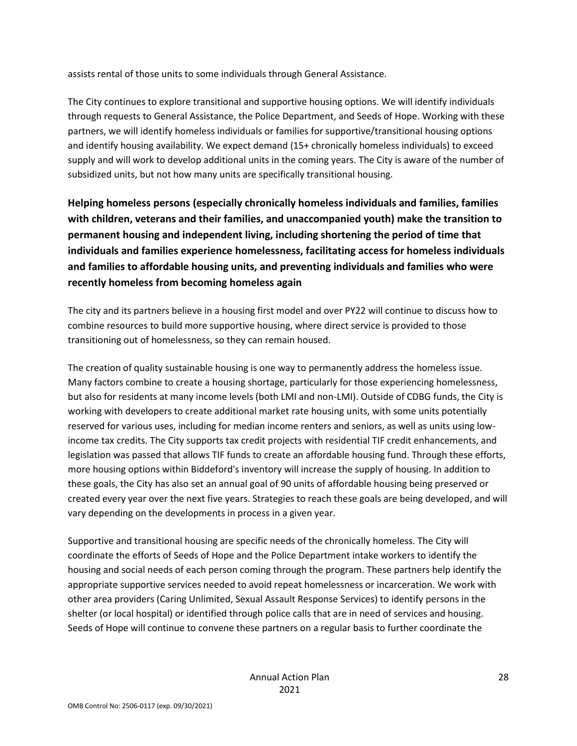assists rental of those units to some individuals through General Assistance.

The City continues to explore transitional and supportive housing options. We will identify individuals through requests to General Assistance, the Police Department, and Seeds of Hope. Working with these partners, we will identify homeless individuals or families for supportive/transitional housing options and identify housing availability. We expect demand (15+ chronically homeless individuals) to exceed supply and will work to develop additional units in the coming years. The City is aware of the number of subsidized units, but not how many units are specifically transitional housing.

## Helping homeless persons (especially chronically homeless individuals and families, families with children, veterans and their families, and unaccompanied youth) make the transition to permanent housing and independent living, including shortening the period of time that individuals and families experience homelessness, facilitating access for homeless individuals and families to affordable housing units, and preventing individuals and families who were recently homeless from becoming homeless again

The city and its partners believe in a housing first model and over PY22 will continue to discuss how to combine resources to build more supportive housing, where direct service is provided to those transitioning out of homelessness, so they can remain housed.

The creation of quality sustainable housing is one way to permanently address the homeless issue. Many factors combine to create a housing shortage, particularly for those experiencing homelessness, but also for residents at many income levels (both LMI and non-LMI). Outside of CDBG funds, the City is working with developers to create additional market rate housing units, with some units potentially reserved for various uses, including for median income renters and seniors, as well as units using low-income tax credits. The City supports tax credit projects with residential TIF credit enhancements, and legislation was passed that allows TIF funds to create an affordable housing fund. Through these efforts, more housing options within Biddeford's inventory will increase the supply of housing. In addition to these goals, the City has also set an annual goal of 90 units of affordable housing being preserved or created every year over the next five years. Strategies to reach these goals are being developed, and will vary depending on the developments in process in a given year.

Supportive and transitional housing are specific needs of the chronically homeless. The City will coordinate the efforts of Seeds of Hope and the Police Department intake workers to identify the housing and social needs of each person coming through the program. These partners help identify the appropriate supportive services needed to avoid repeat homelessness or incarceration. We work with other area providers (Caring Unlimited, Sexual Assault Response Services) to identify persons in the shelter (or local hospital) or identified through police calls that are in need of services and housing. Seeds of Hope will continue to convene these partners on a regular basis to further coordinate the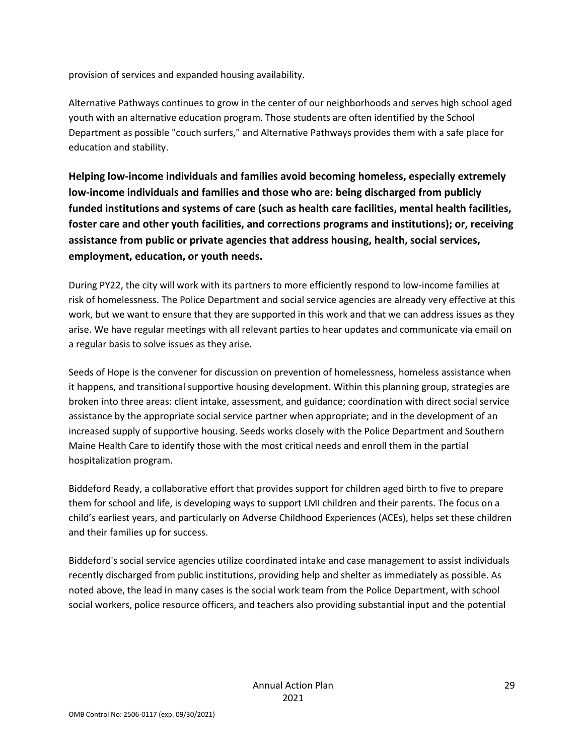provision of services and expanded housing availability.

Alternative Pathways continues to grow in the center of our neighborhoods and serves high school aged youth with an alternative education program. Those students are often identified by the School Department as possible "couch surfers," and Alternative Pathways provides them with a safe place for education and stability.

**Helping low-income individuals and families avoid becoming homeless, especially extremely low-income individuals and families and those who are: being discharged from publicly funded institutions and systems of care (such as health care facilities, mental health facilities, foster care and other youth facilities, and corrections programs and institutions); or, receiving assistance from public or private agencies that address housing, health, social services, employment, education, or youth needs.**

During PY22, the city will work with its partners to more efficiently respond to low-income families at risk of homelessness. The Police Department and social service agencies are already very effective at this work, but we want to ensure that they are supported in this work and that we can address issues as they arise. We have regular meetings with all relevant parties to hear updates and communicate via email on a regular basis to solve issues as they arise.

Seeds of Hope is the convener for discussion on prevention of homelessness, homeless assistance when it happens, and transitional supportive housing development. Within this planning group, strategies are broken into three areas: client intake, assessment, and guidance; coordination with direct social service assistance by the appropriate social service partner when appropriate; and in the development of an increased supply of supportive housing. Seeds works closely with the Police Department and Southern Maine Health Care to identify those with the most critical needs and enroll them in the partial hospitalization program.

Biddeford Ready, a collaborative effort that provides support for children aged birth to five to prepare them for school and life, is developing ways to support LMI children and their parents. The focus on a child's earliest years, and particularly on Adverse Childhood Experiences (ACEs), helps set these children and their families up for success.

Biddeford's social service agencies utilize coordinated intake and case management to assist individuals recently discharged from public institutions, providing help and shelter as immediately as possible. As noted above, the lead in many cases is the social work team from the Police Department, with school social workers, police resource officers, and teachers also providing substantial input and the potential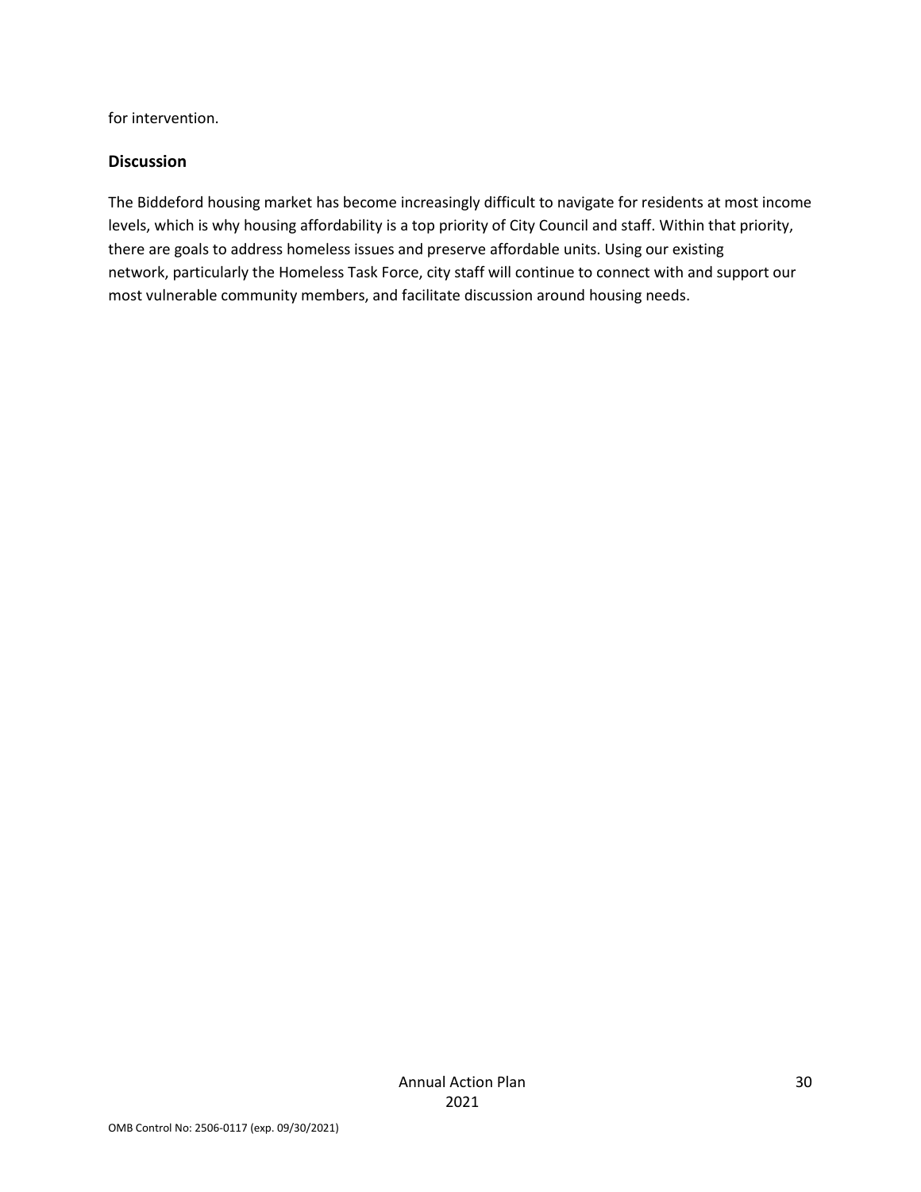for intervention.

## Discussion

The Biddeford housing market has become increasingly difficult to navigate for residents at most income levels, which is why housing affordability is a top priority of City Council and staff. Within that priority, there are goals to address homeless issues and preserve affordable units. Using our existing network, particularly the Homeless Task Force, city staff will continue to connect with and support our most vulnerable community members, and facilitate discussion around housing needs.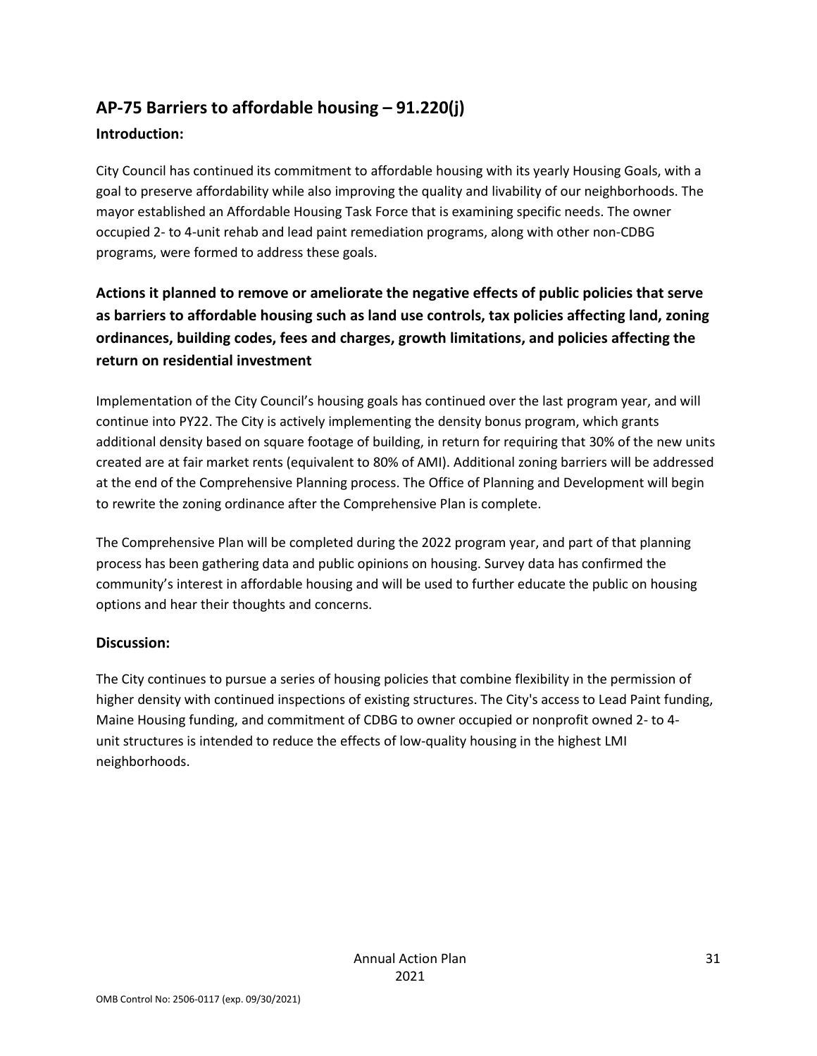## AP-75 Barriers to affordable housing – 91.220(j)

### Introduction:

City Council has continued its commitment to affordable housing with its yearly Housing Goals, with a goal to preserve affordability while also improving the quality and livability of our neighborhoods. The mayor established an Affordable Housing Task Force that is examining specific needs. The owner occupied 2- to 4-unit rehab and lead paint remediation programs, along with other non-CDBG programs, were formed to address these goals.

### Actions it planned to remove or ameliorate the negative effects of public policies that serve as barriers to affordable housing such as land use controls, tax policies affecting land, zoning ordinances, building codes, fees and charges, growth limitations, and policies affecting the return on residential investment

Implementation of the City Council's housing goals has continued over the last program year, and will continue into PY22. The City is actively implementing the density bonus program, which grants additional density based on square footage of building, in return for requiring that 30% of the new units created are at fair market rents (equivalent to 80% of AMI). Additional zoning barriers will be addressed at the end of the Comprehensive Planning process. The Office of Planning and Development will begin to rewrite the zoning ordinance after the Comprehensive Plan is complete.

The Comprehensive Plan will be completed during the 2022 program year, and part of that planning process has been gathering data and public opinions on housing. Survey data has confirmed the community's interest in affordable housing and will be used to further educate the public on housing options and hear their thoughts and concerns.

### Discussion:

The City continues to pursue a series of housing policies that combine flexibility in the permission of higher density with continued inspections of existing structures. The City's access to Lead Paint funding, Maine Housing funding, and commitment of CDBG to owner occupied or nonprofit owned 2- to 4-unit structures is intended to reduce the effects of low-quality housing in the highest LMI neighborhoods.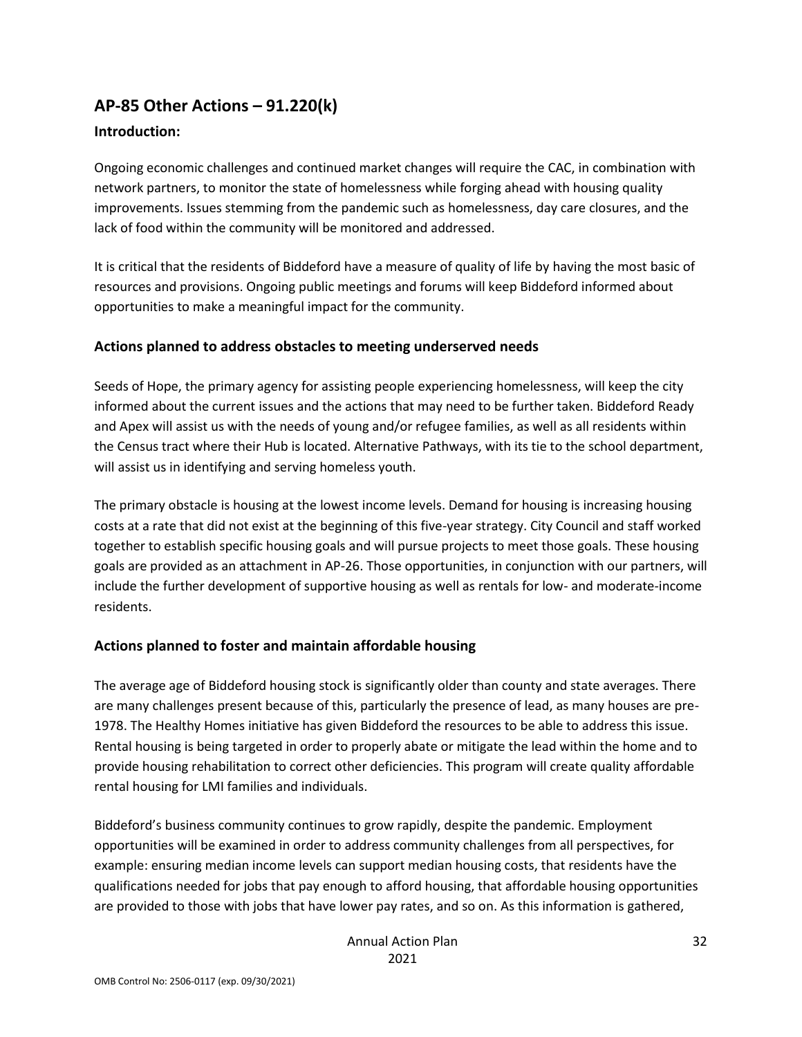## AP-85 Other Actions – 91.220(k)

### Introduction:

Ongoing economic challenges and continued market changes will require the CAC, in combination with network partners, to monitor the state of homelessness while forging ahead with housing quality improvements. Issues stemming from the pandemic such as homelessness, day care closures, and the lack of food within the community will be monitored and addressed.

It is critical that the residents of Biddeford have a measure of quality of life by having the most basic of resources and provisions. Ongoing public meetings and forums will keep Biddeford informed about opportunities to make a meaningful impact for the community.

### Actions planned to address obstacles to meeting underserved needs

Seeds of Hope, the primary agency for assisting people experiencing homelessness, will keep the city informed about the current issues and the actions that may need to be further taken. Biddeford Ready and Apex will assist us with the needs of young and/or refugee families, as well as all residents within the Census tract where their Hub is located. Alternative Pathways, with its tie to the school department, will assist us in identifying and serving homeless youth.

The primary obstacle is housing at the lowest income levels. Demand for housing is increasing housing costs at a rate that did not exist at the beginning of this five-year strategy. City Council and staff worked together to establish specific housing goals and will pursue projects to meet those goals. These housing goals are provided as an attachment in AP-26. Those opportunities, in conjunction with our partners, will include the further development of supportive housing as well as rentals for low- and moderate-income residents.

### Actions planned to foster and maintain affordable housing

The average age of Biddeford housing stock is significantly older than county and state averages. There are many challenges present because of this, particularly the presence of lead, as many houses are pre-1978. The Healthy Homes initiative has given Biddeford the resources to be able to address this issue. Rental housing is being targeted in order to properly abate or mitigate the lead within the home and to provide housing rehabilitation to correct other deficiencies. This program will create quality affordable rental housing for LMI families and individuals.

Biddeford's business community continues to grow rapidly, despite the pandemic. Employment opportunities will be examined in order to address community challenges from all perspectives, for example: ensuring median income levels can support median housing costs, that residents have the qualifications needed for jobs that pay enough to afford housing, that affordable housing opportunities are provided to those with jobs that have lower pay rates, and so on. As this information is gathered,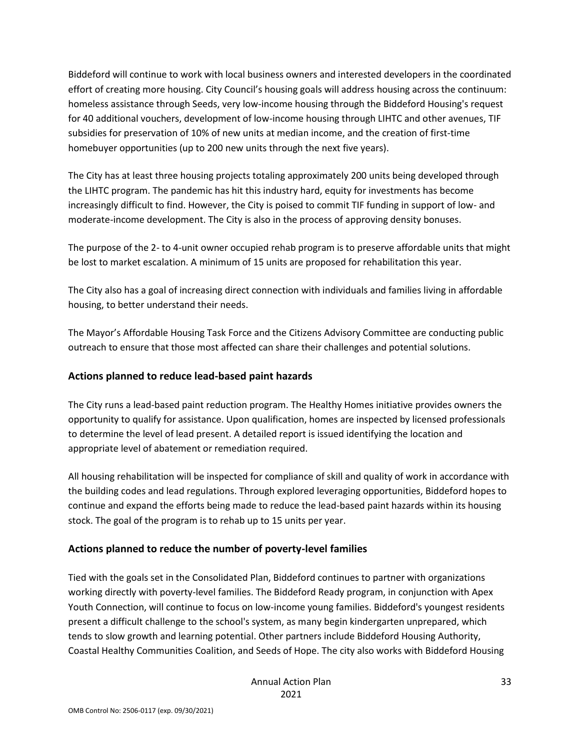Biddeford will continue to work with local business owners and interested developers in the coordinated effort of creating more housing. City Council's housing goals will address housing across the continuum: homeless assistance through Seeds, very low-income housing through the Biddeford Housing's request for 40 additional vouchers, development of low-income housing through LIHTC and other avenues, TIF subsidies for preservation of 10% of new units at median income, and the creation of first-time homebuyer opportunities (up to 200 new units through the next five years).

The City has at least three housing projects totaling approximately 200 units being developed through the LIHTC program. The pandemic has hit this industry hard, equity for investments has become increasingly difficult to find. However, the City is poised to commit TIF funding in support of low- and moderate-income development. The City is also in the process of approving density bonuses.

The purpose of the 2- to 4-unit owner occupied rehab program is to preserve affordable units that might be lost to market escalation. A minimum of 15 units are proposed for rehabilitation this year.

The City also has a goal of increasing direct connection with individuals and families living in affordable housing, to better understand their needs.

The Mayor's Affordable Housing Task Force and the Citizens Advisory Committee are conducting public outreach to ensure that those most affected can share their challenges and potential solutions.

## Actions planned to reduce lead-based paint hazards

The City runs a lead-based paint reduction program. The Healthy Homes initiative provides owners the opportunity to qualify for assistance. Upon qualification, homes are inspected by licensed professionals to determine the level of lead present. A detailed report is issued identifying the location and appropriate level of abatement or remediation required.

All housing rehabilitation will be inspected for compliance of skill and quality of work in accordance with the building codes and lead regulations. Through explored leveraging opportunities, Biddeford hopes to continue and expand the efforts being made to reduce the lead-based paint hazards within its housing stock. The goal of the program is to rehab up to 15 units per year.

## Actions planned to reduce the number of poverty-level families

Tied with the goals set in the Consolidated Plan, Biddeford continues to partner with organizations working directly with poverty-level families. The Biddeford Ready program, in conjunction with Apex Youth Connection, will continue to focus on low-income young families. Biddeford's youngest residents present a difficult challenge to the school's system, as many begin kindergarten unprepared, which tends to slow growth and learning potential. Other partners include Biddeford Housing Authority, Coastal Healthy Communities Coalition, and Seeds of Hope. The city also works with Biddeford Housing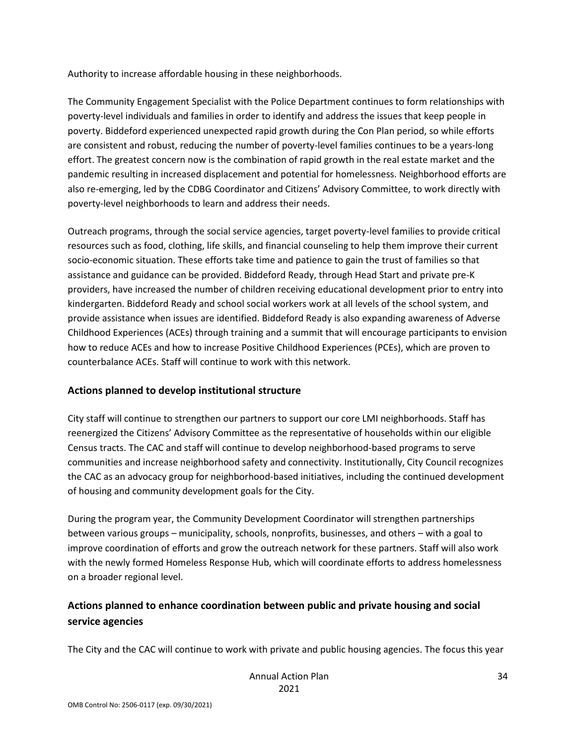Authority to increase affordable housing in these neighborhoods.

The Community Engagement Specialist with the Police Department continues to form relationships with poverty-level individuals and families in order to identify and address the issues that keep people in poverty. Biddeford experienced unexpected rapid growth during the Con Plan period, so while efforts are consistent and robust, reducing the number of poverty-level families continues to be a years-long effort. The greatest concern now is the combination of rapid growth in the real estate market and the pandemic resulting in increased displacement and potential for homelessness. Neighborhood efforts are also re-emerging, led by the CDBG Coordinator and Citizens' Advisory Committee, to work directly with poverty-level neighborhoods to learn and address their needs.

Outreach programs, through the social service agencies, target poverty-level families to provide critical resources such as food, clothing, life skills, and financial counseling to help them improve their current socio-economic situation. These efforts take time and patience to gain the trust of families so that assistance and guidance can be provided. Biddeford Ready, through Head Start and private pre-K providers, have increased the number of children receiving educational development prior to entry into kindergarten. Biddeford Ready and school social workers work at all levels of the school system, and provide assistance when issues are identified. Biddeford Ready is also expanding awareness of Adverse Childhood Experiences (ACEs) through training and a summit that will encourage participants to envision how to reduce ACEs and how to increase Positive Childhood Experiences (PCEs), which are proven to counterbalance ACEs. Staff will continue to work with this network.

## Actions planned to develop institutional structure

City staff will continue to strengthen our partners to support our core LMI neighborhoods. Staff has reenergized the Citizens' Advisory Committee as the representative of households within our eligible Census tracts. The CAC and staff will continue to develop neighborhood-based programs to serve communities and increase neighborhood safety and connectivity. Institutionally, City Council recognizes the CAC as an advocacy group for neighborhood-based initiatives, including the continued development of housing and community development goals for the City.

During the program year, the Community Development Coordinator will strengthen partnerships between various groups – municipality, schools, nonprofits, businesses, and others – with a goal to improve coordination of efforts and grow the outreach network for these partners. Staff will also work with the newly formed Homeless Response Hub, which will coordinate efforts to address homelessness on a broader regional level.

## Actions planned to enhance coordination between public and private housing and social service agencies

The City and the CAC will continue to work with private and public housing agencies. The focus this year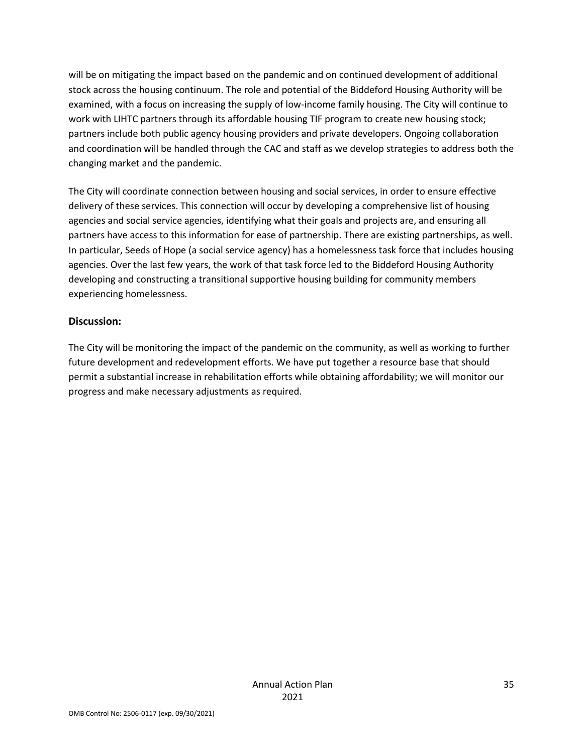will be on mitigating the impact based on the pandemic and on continued development of additional stock across the housing continuum. The role and potential of the Biddeford Housing Authority will be examined, with a focus on increasing the supply of low-income family housing. The City will continue to work with LIHTC partners through its affordable housing TIF program to create new housing stock; partners include both public agency housing providers and private developers. Ongoing collaboration and coordination will be handled through the CAC and staff as we develop strategies to address both the changing market and the pandemic.

The City will coordinate connection between housing and social services, in order to ensure effective delivery of these services. This connection will occur by developing a comprehensive list of housing agencies and social service agencies, identifying what their goals and projects are, and ensuring all partners have access to this information for ease of partnership. There are existing partnerships, as well. In particular, Seeds of Hope (a social service agency) has a homelessness task force that includes housing agencies. Over the last few years, the work of that task force led to the Biddeford Housing Authority developing and constructing a transitional supportive housing building for community members experiencing homelessness.

### Discussion:

The City will be monitoring the impact of the pandemic on the community, as well as working to further future development and redevelopment efforts. We have put together a resource base that should permit a substantial increase in rehabilitation efforts while obtaining affordability; we will monitor our progress and make necessary adjustments as required.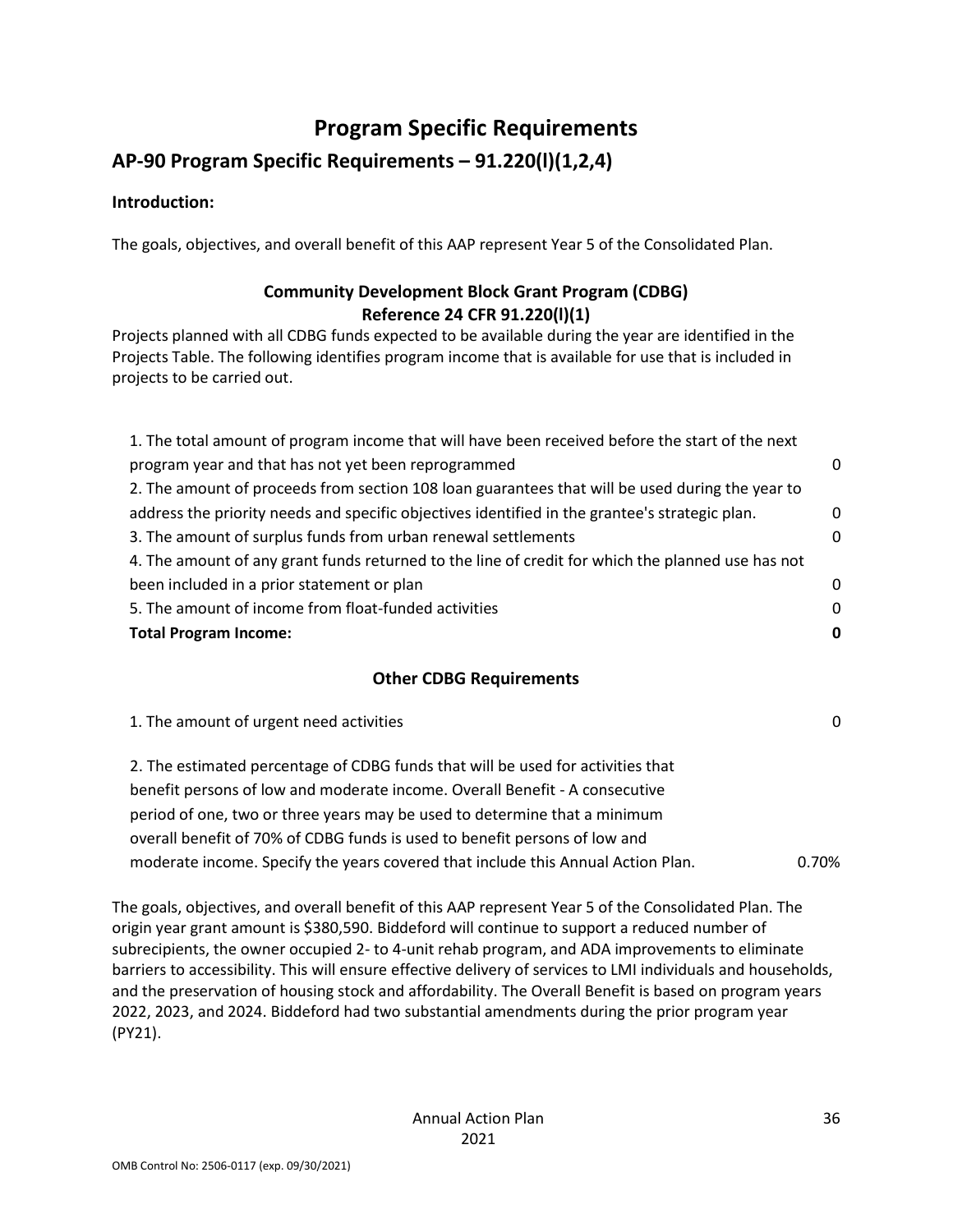# Program Specific Requirements

## AP-90 Program Specific Requirements – 91.220(l)(1,2,4)

**Introduction:**

The goals, objectives, and overall benefit of this AAP represent Year 5 of the Consolidated Plan.

### Community Development Block Grant Program (CDBG)
### Reference 24 CFR 91.220(l)(1)

Projects planned with all CDBG funds expected to be available during the year are identified in the Projects Table. The following identifies program income that is available for use that is included in projects to be carried out.

| | |
|---|---|
| 1. The total amount of program income that will have been received before the start of the next program year and that has not yet been reprogrammed | 0 |
| 2. The amount of proceeds from section 108 loan guarantees that will be used during the year to address the priority needs and specific objectives identified in the grantee's strategic plan. | 0 |
| 3. The amount of surplus funds from urban renewal settlements | 0 |
| 4. The amount of any grant funds returned to the line of credit for which the planned use has not been included in a prior statement or plan | 0 |
| 5. The amount of income from float-funded activities | 0 |
| **Total Program Income:** | **0** |

### Other CDBG Requirements

| | |
|---|---|
| 1. The amount of urgent need activities | 0 |
| 2. The estimated percentage of CDBG funds that will be used for activities that benefit persons of low and moderate income. Overall Benefit - A consecutive period of one, two or three years may be used to determine that a minimum overall benefit of 70% of CDBG funds is used to benefit persons of low and moderate income. Specify the years covered that include this Annual Action Plan. | 0.70% |

The goals, objectives, and overall benefit of this AAP represent Year 5 of the Consolidated Plan. The origin year grant amount is $380,590. Biddeford will continue to support a reduced number of subrecipients, the owner occupied 2- to 4-unit rehab program, and ADA improvements to eliminate barriers to accessibility. This will ensure effective delivery of services to LMI individuals and households, and the preservation of housing stock and affordability. The Overall Benefit is based on program years 2022, 2023, and 2024. Biddeford had two substantial amendments during the prior program year (PY21).